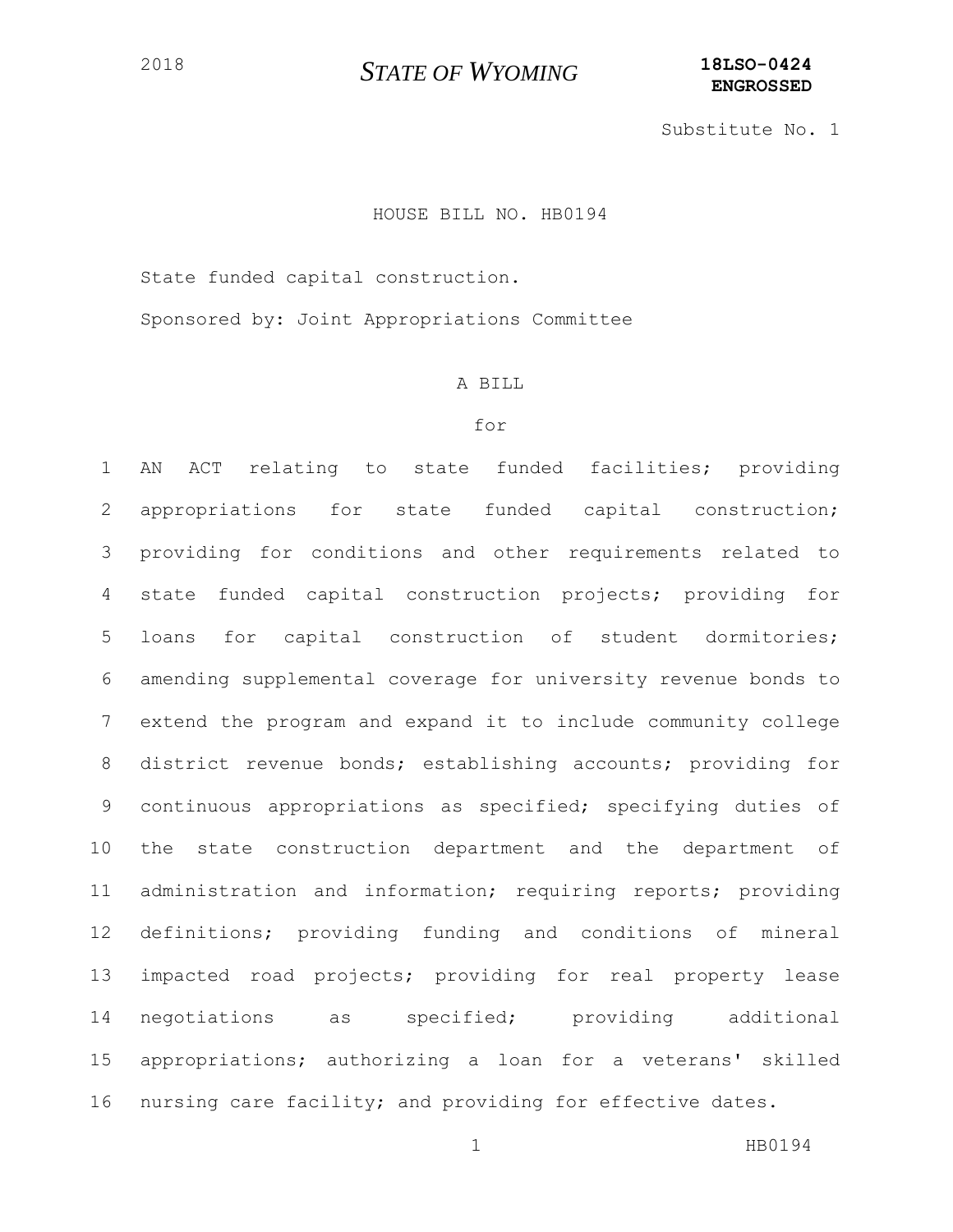2018

# STATE OF WYOMING

**18LSO-0424**
**ENGROSSED**

Substitute No. 1

HOUSE BILL NO. HB0194

State funded capital construction.

Sponsored by: Joint Appropriations Committee

A BILL

for

1 AN ACT relating to state funded facilities; providing
2 appropriations for state funded capital construction;
3 providing for conditions and other requirements related to
4 state funded capital construction projects; providing for
5 loans for capital construction of student dormitories;
6 amending supplemental coverage for university revenue bonds to
7 extend the program and expand it to include community college
8 district revenue bonds; establishing accounts; providing for
9 continuous appropriations as specified; specifying duties of
10 the state construction department and the department of
11 administration and information; requiring reports; providing
12 definitions; providing funding and conditions of mineral
13 impacted road projects; providing for real property lease
14 negotiations as specified; providing additional
15 appropriations; authorizing a loan for a veterans' skilled
16 nursing care facility; and providing for effective dates.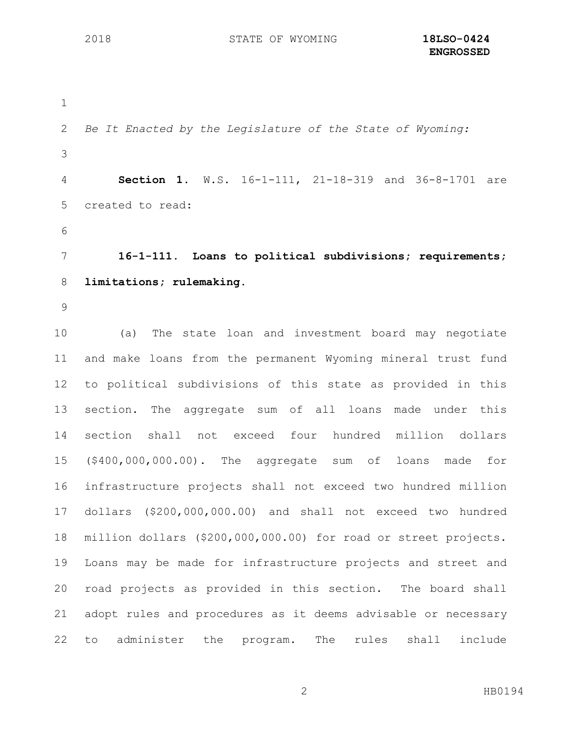*Be It Enacted by the Legislature of the State of Wyoming:*

**Section 1.** W.S. 16-1-111, 21-18-319 and 36-8-1701 are created to read:

**16-1-111. Loans to political subdivisions; requirements; limitations; rulemaking.**

(a) The state loan and investment board may negotiate and make loans from the permanent Wyoming mineral trust fund to political subdivisions of this state as provided in this section. The aggregate sum of all loans made under this section shall not exceed four hundred million dollars ($400,000,000.00). The aggregate sum of loans made for infrastructure projects shall not exceed two hundred million dollars ($200,000,000.00) and shall not exceed two hundred million dollars ($200,000,000.00) for road or street projects. Loans may be made for infrastructure projects and street and road projects as provided in this section. The board shall adopt rules and procedures as it deems advisable or necessary to administer the program. The rules shall include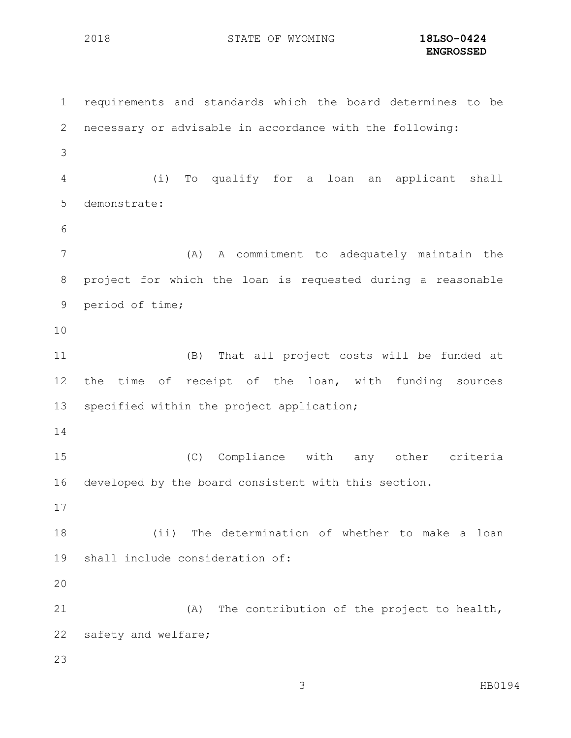requirements and standards which the board determines to be necessary or advisable in accordance with the following:

(i) To qualify for a loan an applicant shall demonstrate:

(A) A commitment to adequately maintain the project for which the loan is requested during a reasonable period of time;

(B) That all project costs will be funded at the time of receipt of the loan, with funding sources specified within the project application;

(C) Compliance with any other criteria developed by the board consistent with this section.

(ii) The determination of whether to make a loan shall include consideration of:

(A) The contribution of the project to health, safety and welfare;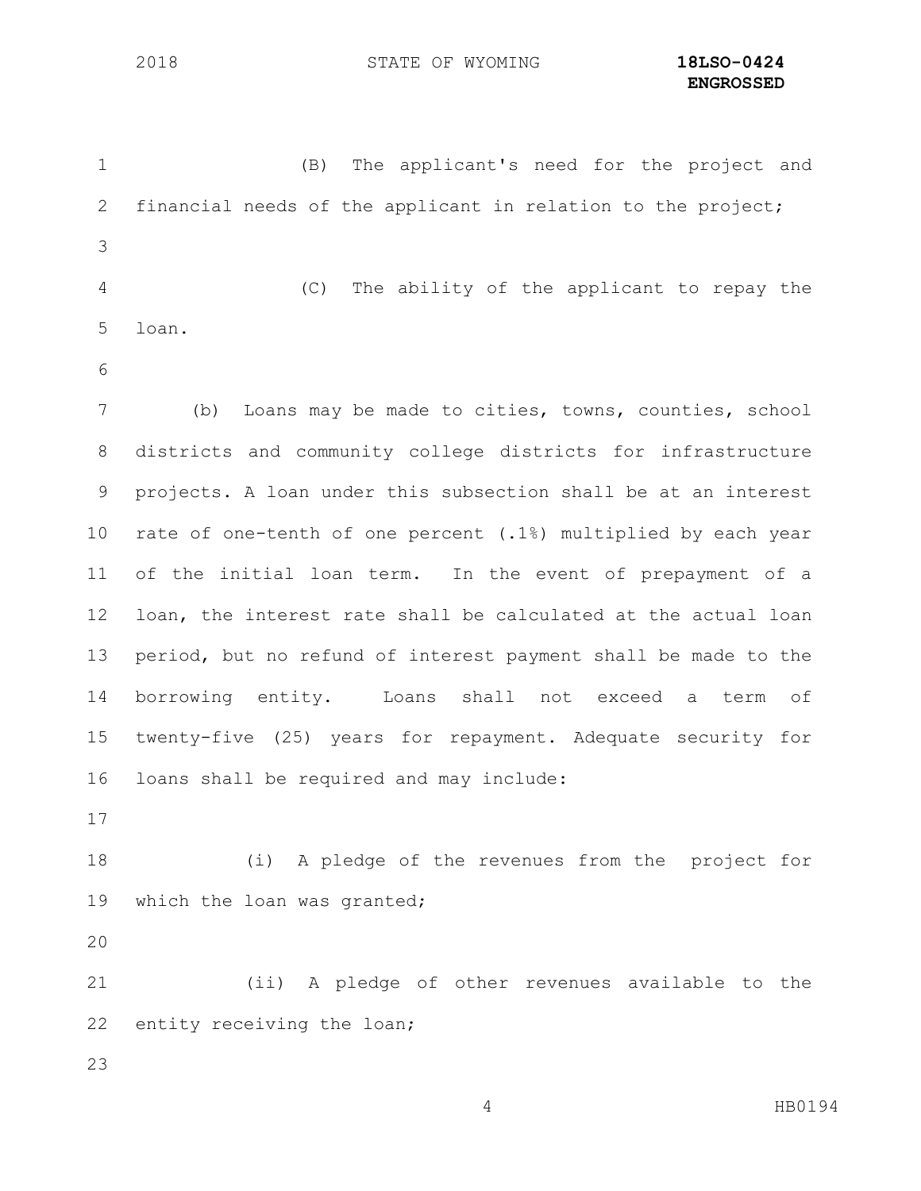(B) The applicant's need for the project and financial needs of the applicant in relation to the project;

(C) The ability of the applicant to repay the loan.

(b) Loans may be made to cities, towns, counties, school districts and community college districts for infrastructure projects. A loan under this subsection shall be at an interest rate of one-tenth of one percent (.1%) multiplied by each year of the initial loan term. In the event of prepayment of a loan, the interest rate shall be calculated at the actual loan period, but no refund of interest payment shall be made to the borrowing entity. Loans shall not exceed a term of twenty-five (25) years for repayment. Adequate security for loans shall be required and may include:

(i) A pledge of the revenues from the project for which the loan was granted;

(ii) A pledge of other revenues available to the entity receiving the loan;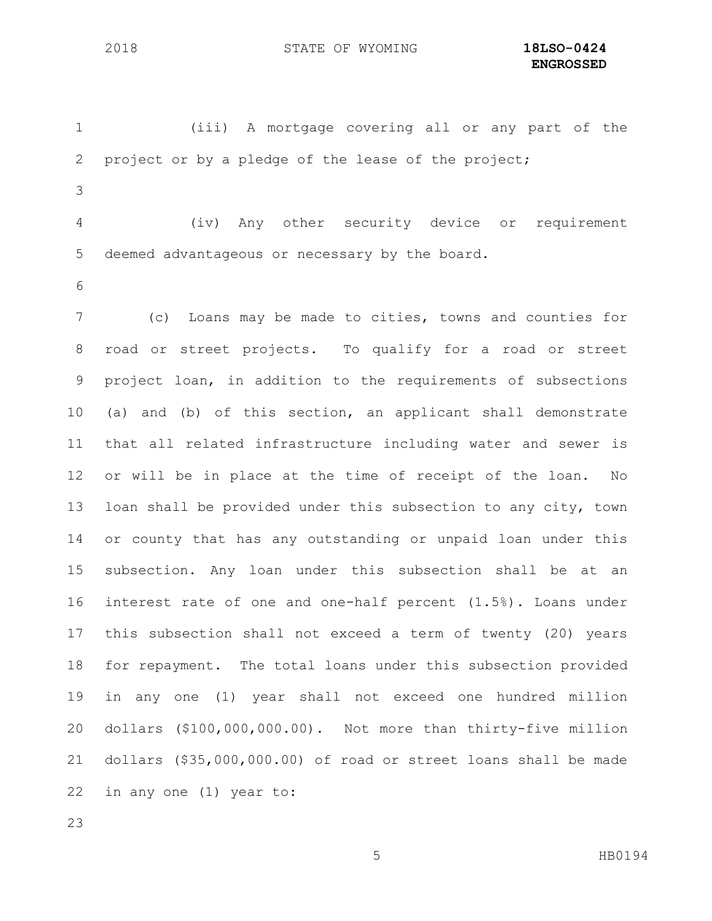(iii) A mortgage covering all or any part of the project or by a pledge of the lease of the project;

(iv) Any other security device or requirement deemed advantageous or necessary by the board.

(c) Loans may be made to cities, towns and counties for road or street projects. To qualify for a road or street project loan, in addition to the requirements of subsections (a) and (b) of this section, an applicant shall demonstrate that all related infrastructure including water and sewer is or will be in place at the time of receipt of the loan. No loan shall be provided under this subsection to any city, town or county that has any outstanding or unpaid loan under this subsection. Any loan under this subsection shall be at an interest rate of one and one-half percent (1.5%). Loans under this subsection shall not exceed a term of twenty (20) years for repayment. The total loans under this subsection provided in any one (1) year shall not exceed one hundred million dollars ($100,000,000.00). Not more than thirty-five million dollars ($35,000,000.00) of road or street loans shall be made in any one (1) year to: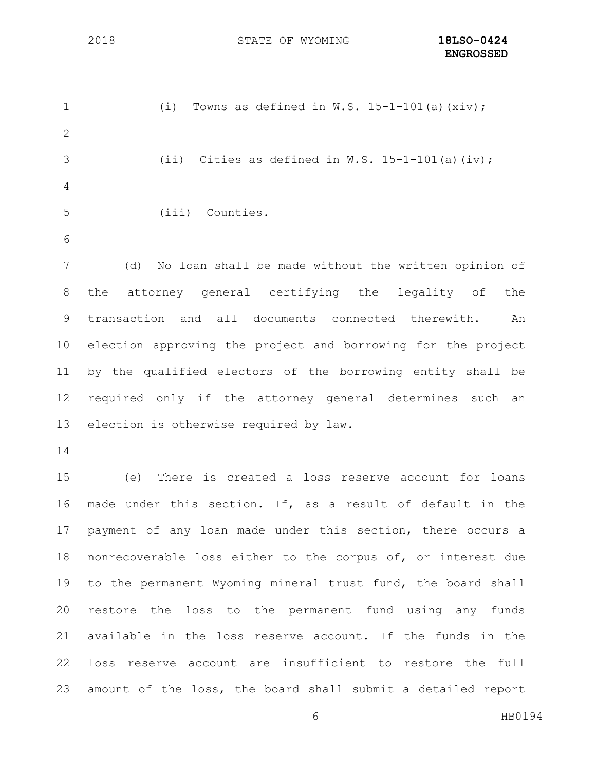(i) Towns as defined in W.S. 15-1-101(a)(xiv);

(ii) Cities as defined in W.S. 15-1-101(a)(iv);

(iii) Counties.

(d) No loan shall be made without the written opinion of the attorney general certifying the legality of the transaction and all documents connected therewith. An election approving the project and borrowing for the project by the qualified electors of the borrowing entity shall be required only if the attorney general determines such an election is otherwise required by law.

(e) There is created a loss reserve account for loans made under this section. If, as a result of default in the payment of any loan made under this section, there occurs a nonrecoverable loss either to the corpus of, or interest due to the permanent Wyoming mineral trust fund, the board shall restore the loss to the permanent fund using any funds available in the loss reserve account. If the funds in the loss reserve account are insufficient to restore the full amount of the loss, the board shall submit a detailed report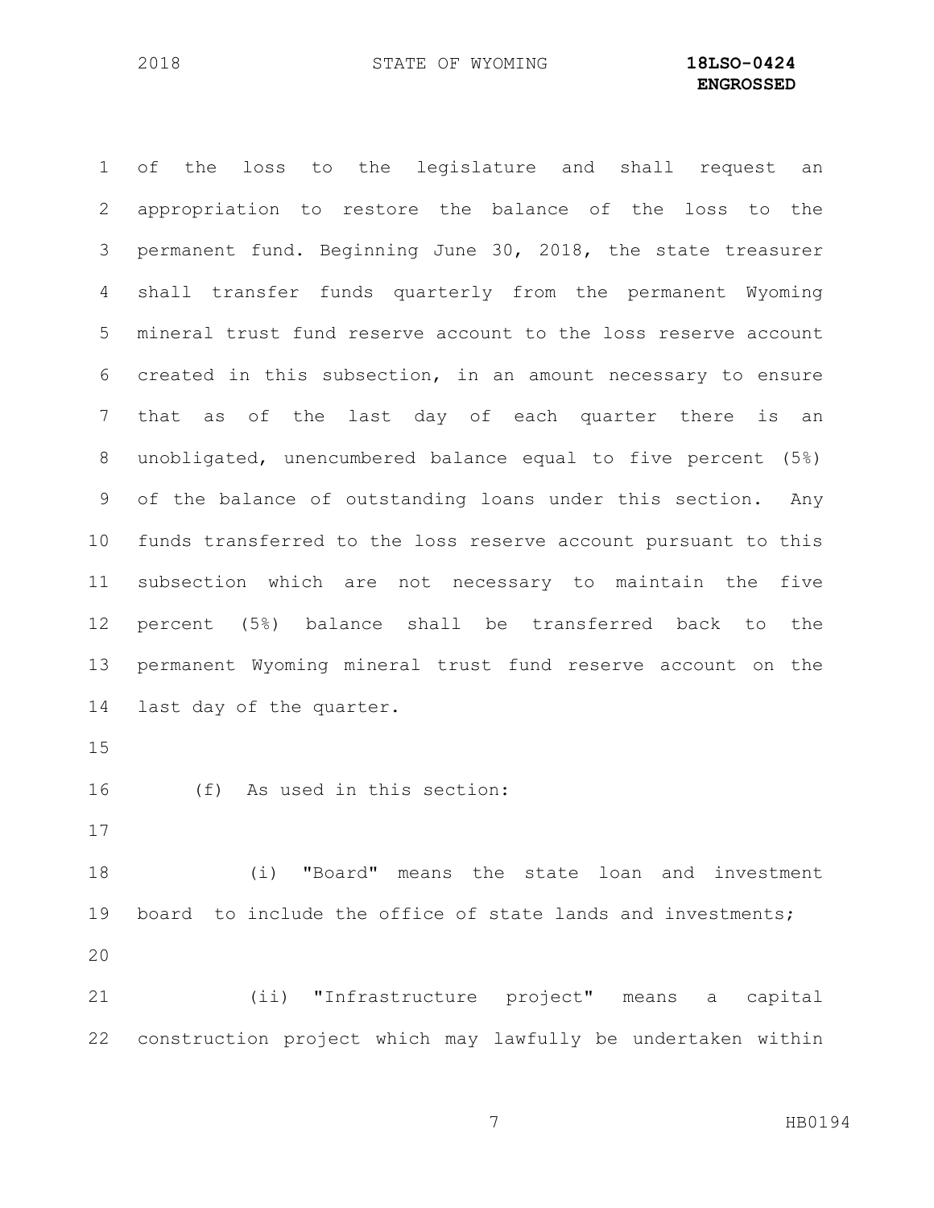of the loss to the legislature and shall request an appropriation to restore the balance of the loss to the permanent fund. Beginning June 30, 2018, the state treasurer shall transfer funds quarterly from the permanent Wyoming mineral trust fund reserve account to the loss reserve account created in this subsection, in an amount necessary to ensure that as of the last day of each quarter there is an unobligated, unencumbered balance equal to five percent (5%) of the balance of outstanding loans under this section. Any funds transferred to the loss reserve account pursuant to this subsection which are not necessary to maintain the five percent (5%) balance shall be transferred back to the permanent Wyoming mineral trust fund reserve account on the last day of the quarter.

(f) As used in this section:

(i) "Board" means the state loan and investment board to include the office of state lands and investments;

(ii) "Infrastructure project" means a capital construction project which may lawfully be undertaken within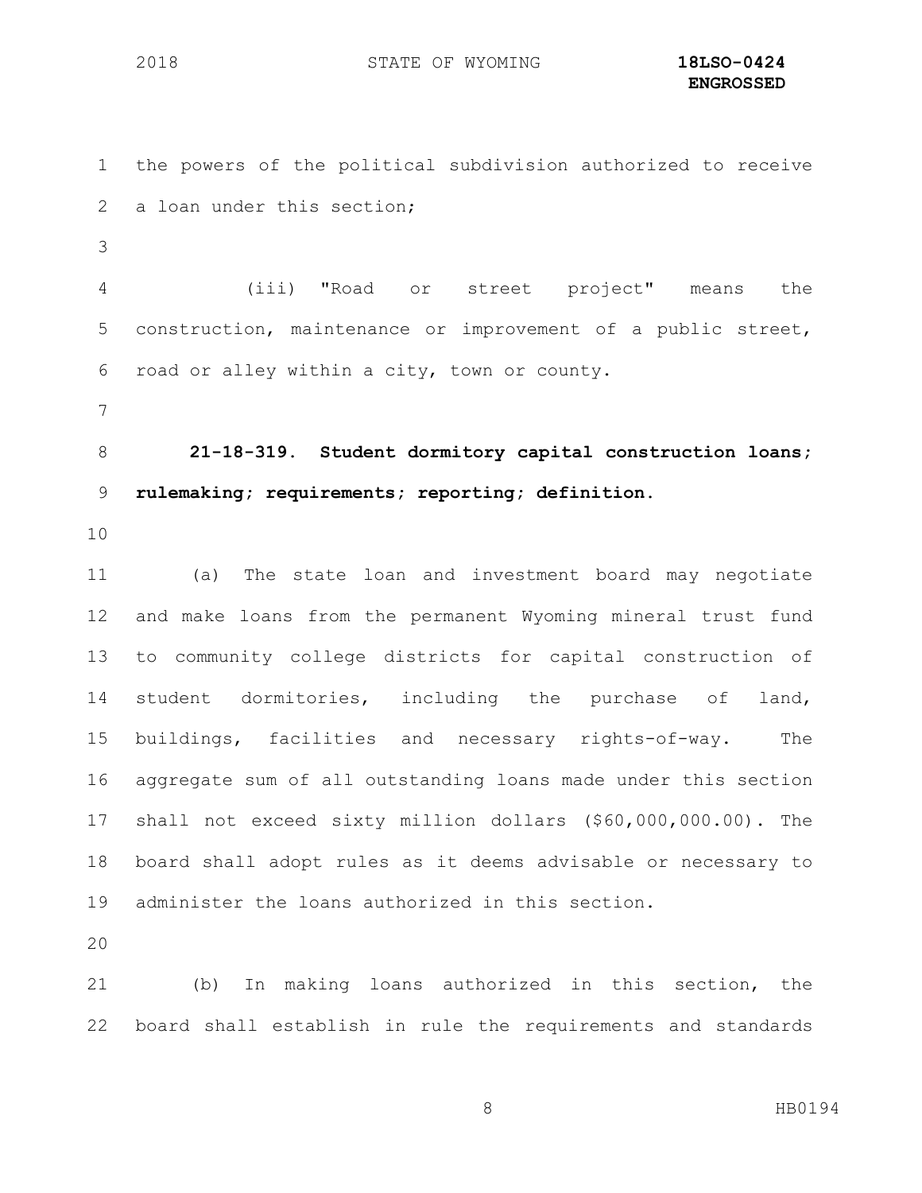the powers of the political subdivision authorized to receive a loan under this section;

(iii) "Road or street project" means the construction, maintenance or improvement of a public street, road or alley within a city, town or county.

**21-18-319. Student dormitory capital construction loans; rulemaking; requirements; reporting; definition.**

(a) The state loan and investment board may negotiate and make loans from the permanent Wyoming mineral trust fund to community college districts for capital construction of student dormitories, including the purchase of land, buildings, facilities and necessary rights-of-way. The aggregate sum of all outstanding loans made under this section shall not exceed sixty million dollars ($60,000,000.00). The board shall adopt rules as it deems advisable or necessary to administer the loans authorized in this section.

(b) In making loans authorized in this section, the board shall establish in rule the requirements and standards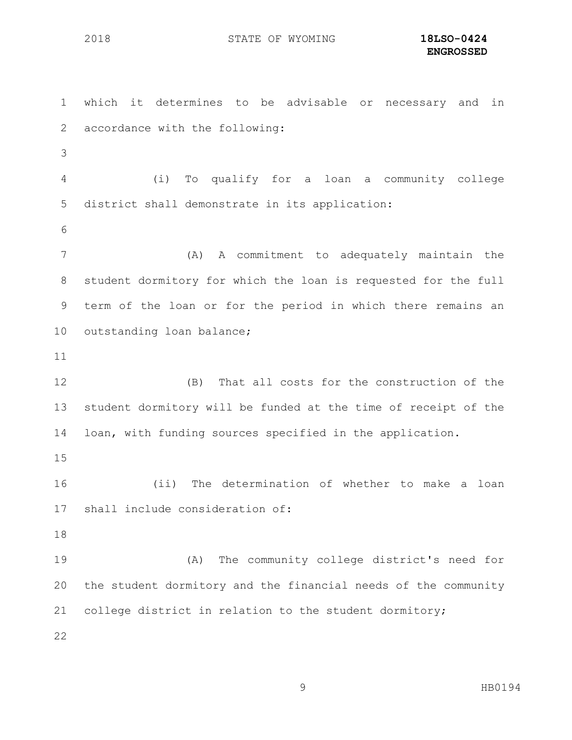which it determines to be advisable or necessary and in accordance with the following:

(i) To qualify for a loan a community college district shall demonstrate in its application:

(A) A commitment to adequately maintain the student dormitory for which the loan is requested for the full term of the loan or for the period in which there remains an outstanding loan balance;

(B) That all costs for the construction of the student dormitory will be funded at the time of receipt of the loan, with funding sources specified in the application.

(ii) The determination of whether to make a loan shall include consideration of:

(A) The community college district's need for the student dormitory and the financial needs of the community college district in relation to the student dormitory;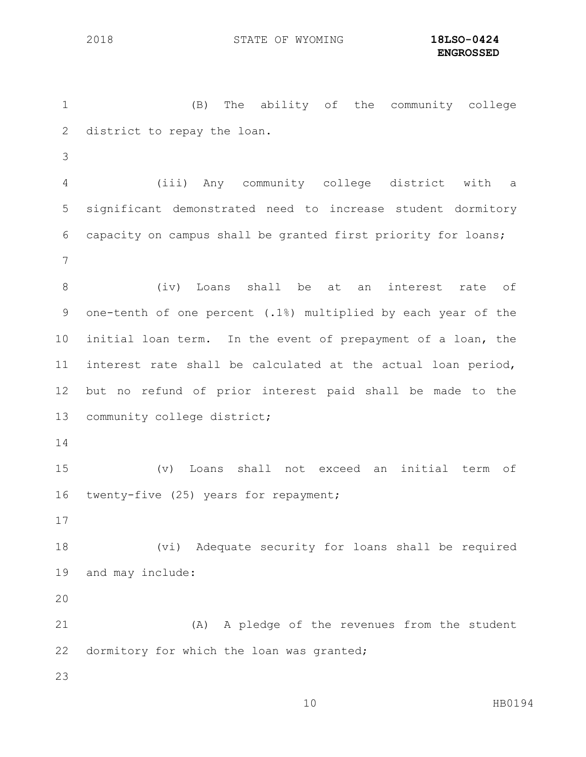(B) The ability of the community college district to repay the loan.

(iii) Any community college district with a significant demonstrated need to increase student dormitory capacity on campus shall be granted first priority for loans;

(iv) Loans shall be at an interest rate of one-tenth of one percent (.1%) multiplied by each year of the initial loan term. In the event of prepayment of a loan, the interest rate shall be calculated at the actual loan period, but no refund of prior interest paid shall be made to the community college district;

(v) Loans shall not exceed an initial term of twenty-five (25) years for repayment;

(vi) Adequate security for loans shall be required and may include:

(A) A pledge of the revenues from the student dormitory for which the loan was granted;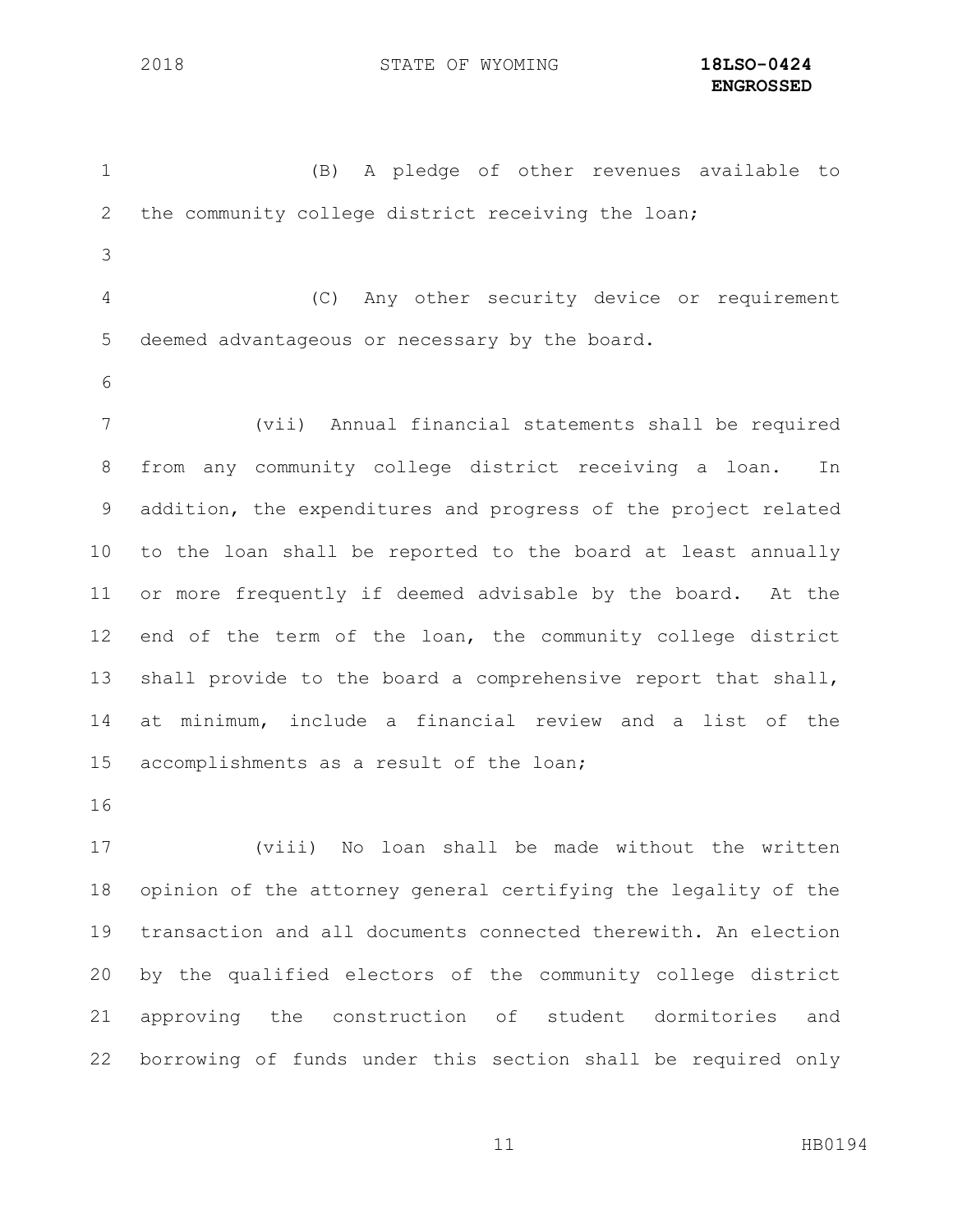(B) A pledge of other revenues available to the community college district receiving the loan;

(C) Any other security device or requirement deemed advantageous or necessary by the board.

(vii) Annual financial statements shall be required from any community college district receiving a loan. In addition, the expenditures and progress of the project related to the loan shall be reported to the board at least annually or more frequently if deemed advisable by the board. At the end of the term of the loan, the community college district shall provide to the board a comprehensive report that shall, at minimum, include a financial review and a list of the accomplishments as a result of the loan;

(viii) No loan shall be made without the written opinion of the attorney general certifying the legality of the transaction and all documents connected therewith. An election by the qualified electors of the community college district approving the construction of student dormitories and borrowing of funds under this section shall be required only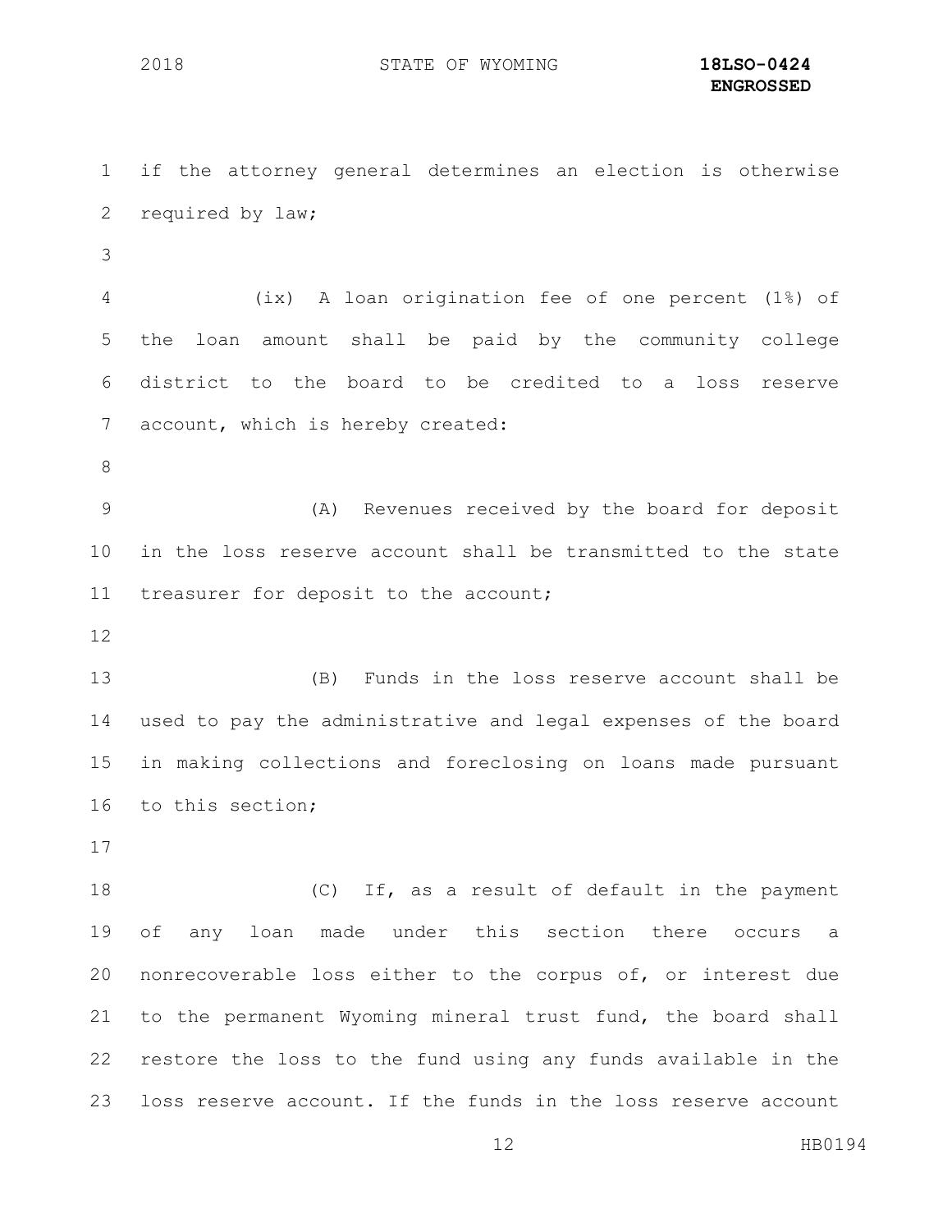if the attorney general determines an election is otherwise required by law;

(ix) A loan origination fee of one percent (1%) of the loan amount shall be paid by the community college district to the board to be credited to a loss reserve account, which is hereby created:

(A) Revenues received by the board for deposit in the loss reserve account shall be transmitted to the state treasurer for deposit to the account;

(B) Funds in the loss reserve account shall be used to pay the administrative and legal expenses of the board in making collections and foreclosing on loans made pursuant to this section;

(C) If, as a result of default in the payment of any loan made under this section there occurs a nonrecoverable loss either to the corpus of, or interest due to the permanent Wyoming mineral trust fund, the board shall restore the loss to the fund using any funds available in the loss reserve account. If the funds in the loss reserve account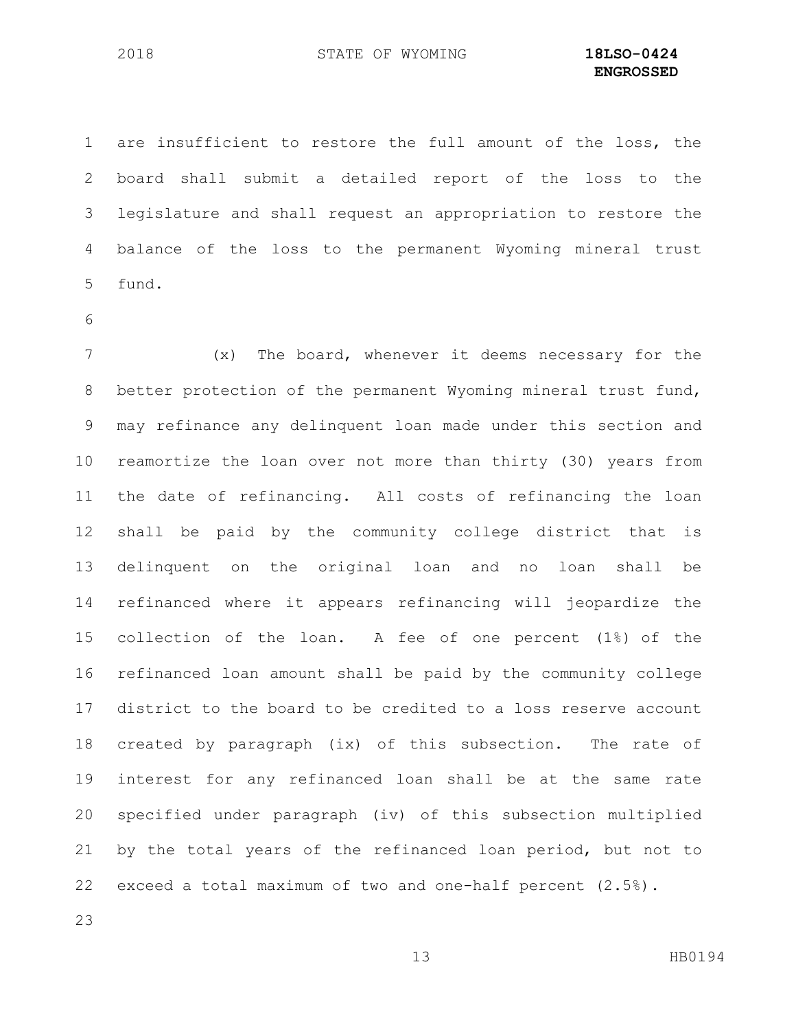are insufficient to restore the full amount of the loss, the board shall submit a detailed report of the loss to the legislature and shall request an appropriation to restore the balance of the loss to the permanent Wyoming mineral trust fund.

(x) The board, whenever it deems necessary for the better protection of the permanent Wyoming mineral trust fund, may refinance any delinquent loan made under this section and reamortize the loan over not more than thirty (30) years from the date of refinancing. All costs of refinancing the loan shall be paid by the community college district that is delinquent on the original loan and no loan shall be refinanced where it appears refinancing will jeopardize the collection of the loan. A fee of one percent (1%) of the refinanced loan amount shall be paid by the community college district to the board to be credited to a loss reserve account created by paragraph (ix) of this subsection. The rate of interest for any refinanced loan shall be at the same rate specified under paragraph (iv) of this subsection multiplied by the total years of the refinanced loan period, but not to exceed a total maximum of two and one-half percent (2.5%).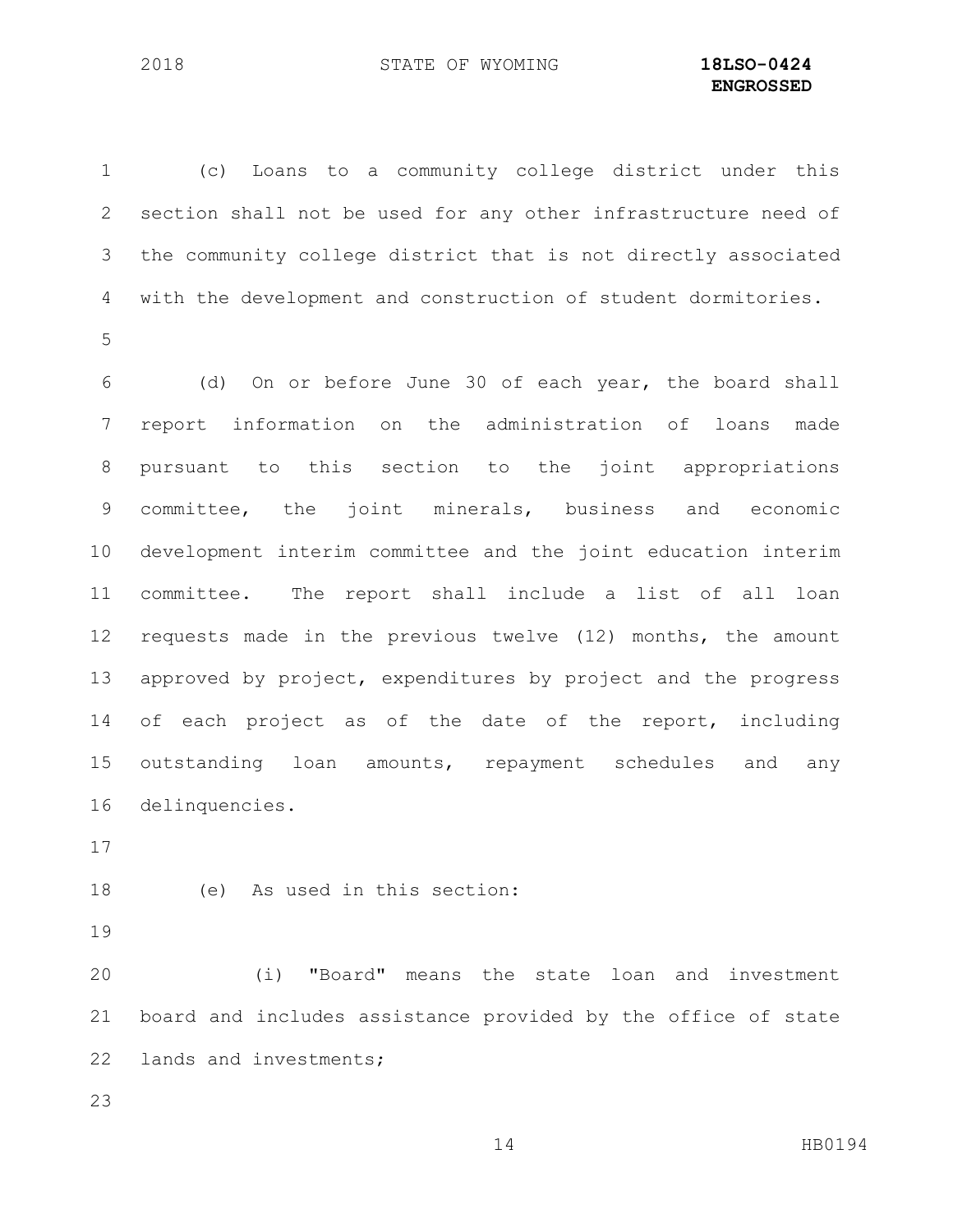(c) Loans to a community college district under this section shall not be used for any other infrastructure need of the community college district that is not directly associated with the development and construction of student dormitories.

(d) On or before June 30 of each year, the board shall report information on the administration of loans made pursuant to this section to the joint appropriations committee, the joint minerals, business and economic development interim committee and the joint education interim committee. The report shall include a list of all loan requests made in the previous twelve (12) months, the amount approved by project, expenditures by project and the progress of each project as of the date of the report, including outstanding loan amounts, repayment schedules and any delinquencies.

(e) As used in this section:

(i) "Board" means the state loan and investment board and includes assistance provided by the office of state lands and investments;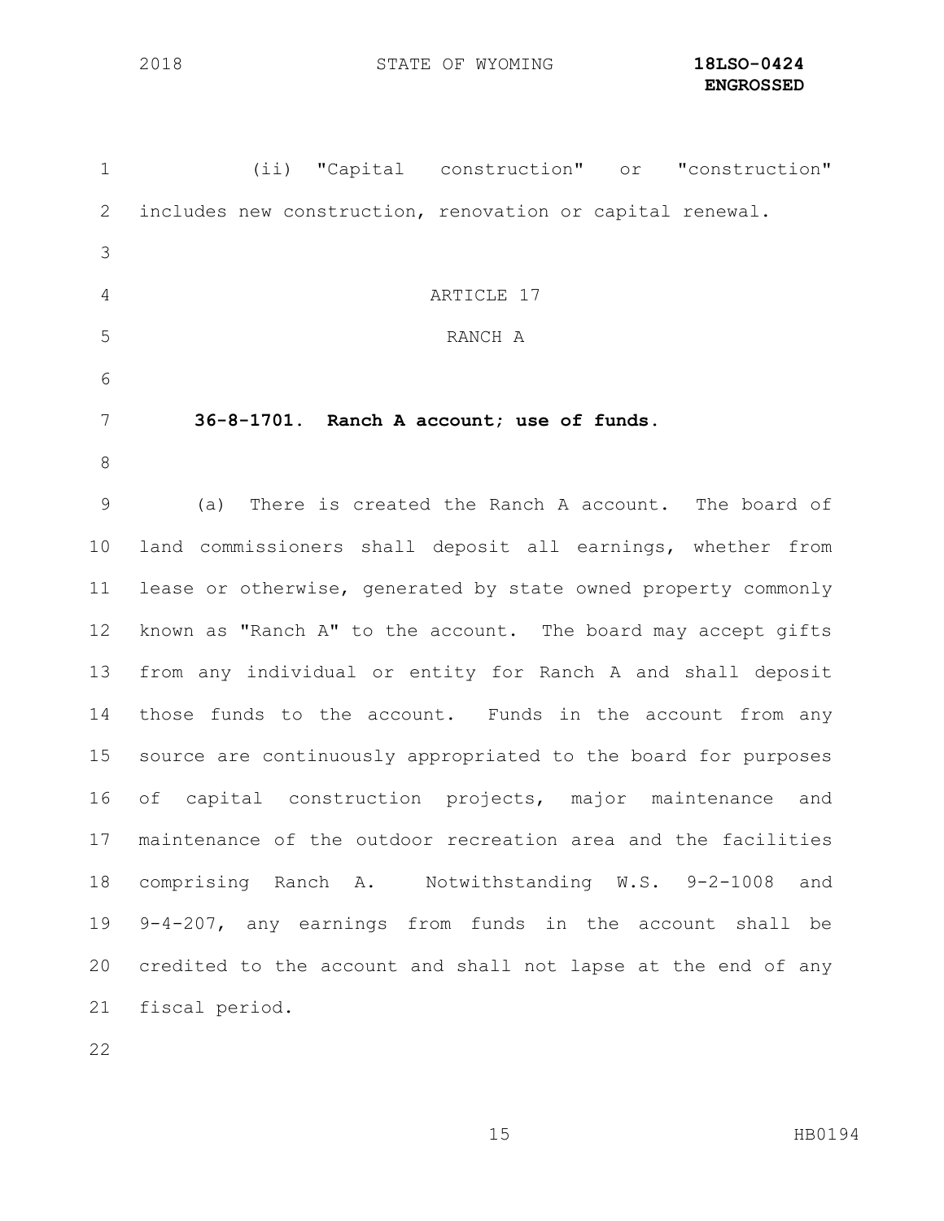(ii) "Capital construction" or "construction" includes new construction, renovation or capital renewal.

ARTICLE 17

RANCH A

**36-8-1701. Ranch A account; use of funds.**

(a) There is created the Ranch A account. The board of land commissioners shall deposit all earnings, whether from lease or otherwise, generated by state owned property commonly known as "Ranch A" to the account. The board may accept gifts from any individual or entity for Ranch A and shall deposit those funds to the account. Funds in the account from any source are continuously appropriated to the board for purposes of capital construction projects, major maintenance and maintenance of the outdoor recreation area and the facilities comprising Ranch A. Notwithstanding W.S. 9-2-1008 and 9-4-207, any earnings from funds in the account shall be credited to the account and shall not lapse at the end of any fiscal period.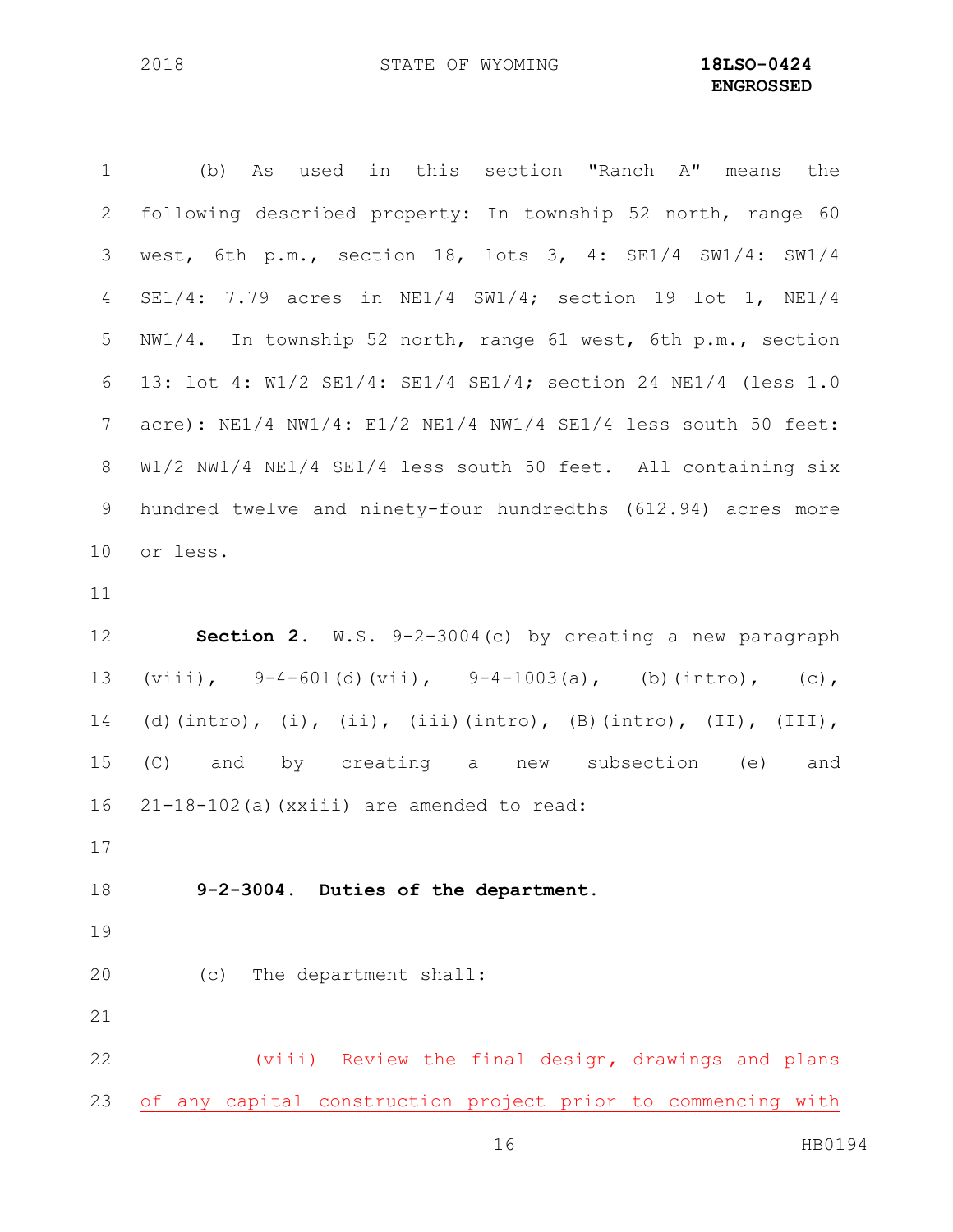(b) As used in this section "Ranch A" means the following described property: In township 52 north, range 60 west, 6th p.m., section 18, lots 3, 4: SE1/4 SW1/4: SW1/4 SE1/4: 7.79 acres in NE1/4 SW1/4; section 19 lot 1, NE1/4 NW1/4. In township 52 north, range 61 west, 6th p.m., section 13: lot 4: W1/2 SE1/4: SE1/4 SE1/4; section 24 NE1/4 (less 1.0 acre): NE1/4 NW1/4: E1/2 NE1/4 NW1/4 SE1/4 less south 50 feet: W1/2 NW1/4 NE1/4 SE1/4 less south 50 feet. All containing six hundred twelve and ninety-four hundredths (612.94) acres more or less.

**Section 2.** W.S. 9-2-3004(c) by creating a new paragraph (viii), 9-4-601(d)(vii), 9-4-1003(a), (b)(intro), (c), (d)(intro), (i), (ii), (iii)(intro), (B)(intro), (II), (III), (C) and by creating a new subsection (e) and 21-18-102(a)(xxiii) are amended to read:

**9-2-3004. Duties of the department.**

(c) The department shall:

(viii) Review the final design, drawings and plans of any capital construction project prior to commencing with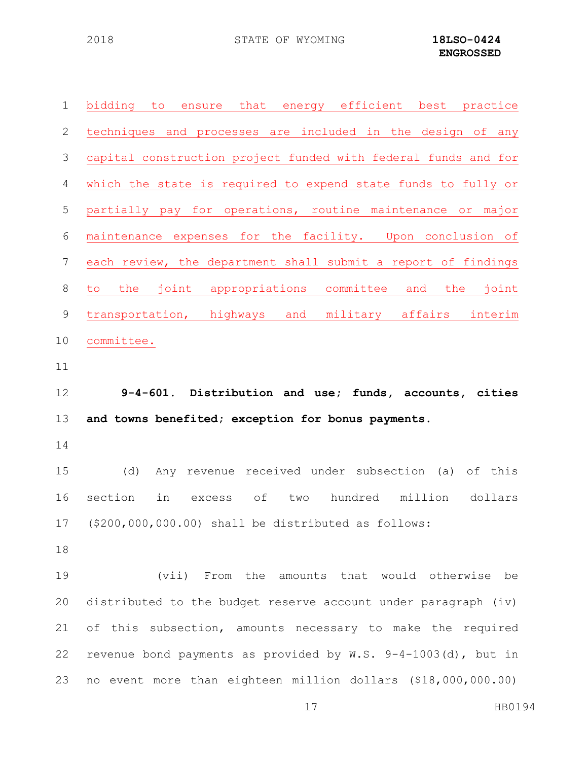bidding to ensure that energy efficient best practice techniques and processes are included in the design of any capital construction project funded with federal funds and for which the state is required to expend state funds to fully or partially pay for operations, routine maintenance or major maintenance expenses for the facility. Upon conclusion of each review, the department shall submit a report of findings to the joint appropriations committee and the joint transportation, highways and military affairs interim committee.

**9-4-601. Distribution and use; funds, accounts, cities and towns benefited; exception for bonus payments.**

(d) Any revenue received under subsection (a) of this section in excess of two hundred million dollars ($200,000,000.00) shall be distributed as follows:

(vii) From the amounts that would otherwise be distributed to the budget reserve account under paragraph (iv) of this subsection, amounts necessary to make the required revenue bond payments as provided by W.S. 9-4-1003(d), but in no event more than eighteen million dollars ($18,000,000.00)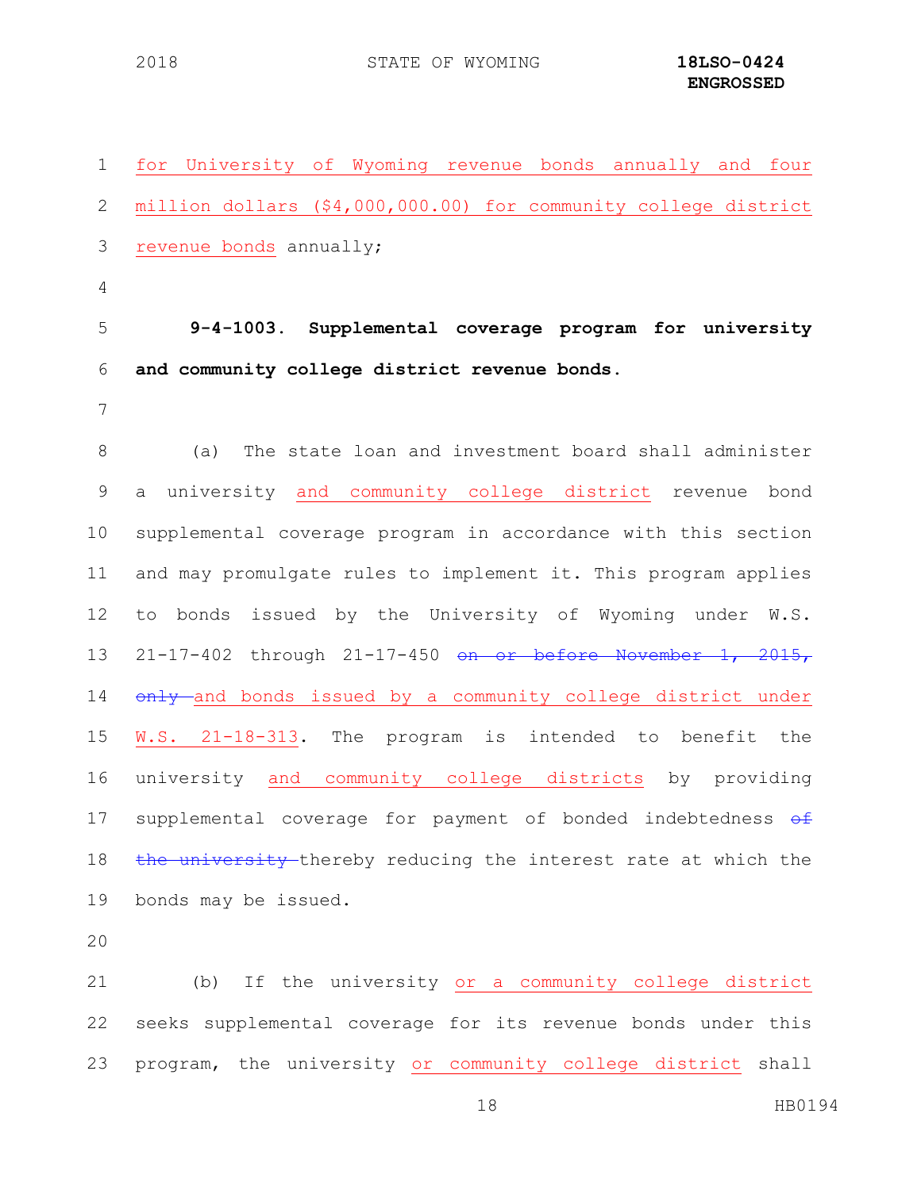for University of Wyoming revenue bonds annually and four million dollars ($4,000,000.00) for community college district revenue bonds annually;

**9-4-1003. Supplemental coverage program for university and community college district revenue bonds.**

(a) The state loan and investment board shall administer a university and community college district revenue bond supplemental coverage program in accordance with this section and may promulgate rules to implement it. This program applies to bonds issued by the University of Wyoming under W.S. 21-17-402 through 21-17-450 ~~on or before November 1, 2015, only~~ and bonds issued by a community college district under W.S. 21-18-313. The program is intended to benefit the university and community college districts by providing supplemental coverage for payment of bonded indebtedness ~~of the university~~ thereby reducing the interest rate at which the bonds may be issued.

(b) If the university or a community college district seeks supplemental coverage for its revenue bonds under this program, the university or community college district shall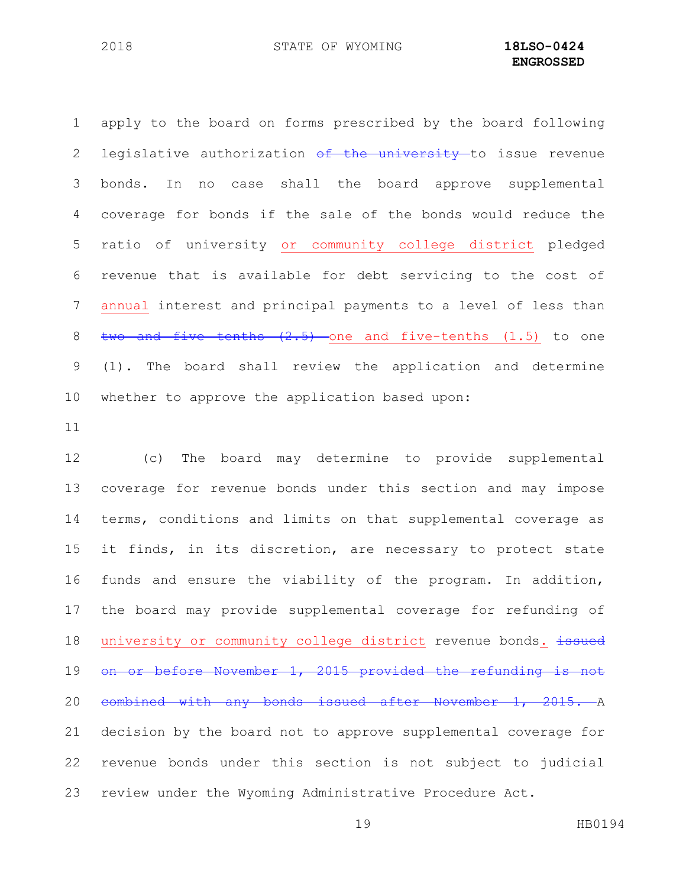apply to the board on forms prescribed by the board following legislative authorization ~~of the university~~ to issue revenue bonds. In no case shall the board approve supplemental coverage for bonds if the sale of the bonds would reduce the ratio of university or community college district pledged revenue that is available for debt servicing to the cost of annual interest and principal payments to a level of less than ~~two and five tenths (2.5)~~ one and five-tenths (1.5) to one (1). The board shall review the application and determine whether to approve the application based upon:

(c) The board may determine to provide supplemental coverage for revenue bonds under this section and may impose terms, conditions and limits on that supplemental coverage as it finds, in its discretion, are necessary to protect state funds and ensure the viability of the program. In addition, the board may provide supplemental coverage for refunding of university or community college district revenue bonds. ~~issued on or before November 1, 2015 provided the refunding is not combined with any bonds issued after November 1, 2015.~~ A decision by the board not to approve supplemental coverage for revenue bonds under this section is not subject to judicial review under the Wyoming Administrative Procedure Act.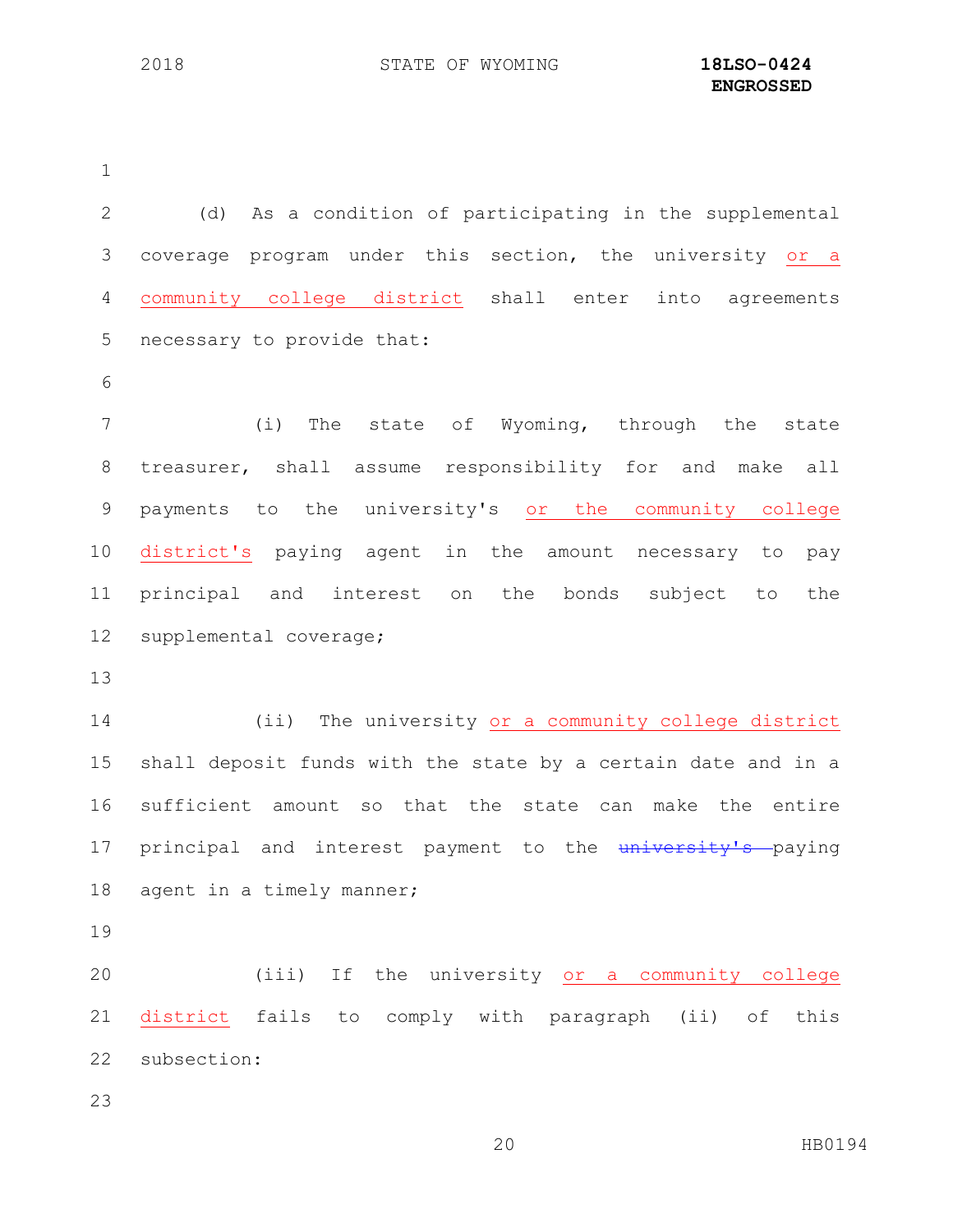(d) As a condition of participating in the supplemental coverage program under this section, the university or a community college district shall enter into agreements necessary to provide that:

(i) The state of Wyoming, through the state treasurer, shall assume responsibility for and make all payments to the university's or the community college district's paying agent in the amount necessary to pay principal and interest on the bonds subject to the supplemental coverage;

(ii) The university or a community college district shall deposit funds with the state by a certain date and in a sufficient amount so that the state can make the entire principal and interest payment to the ~~university's~~ paying agent in a timely manner;

(iii) If the university or a community college district fails to comply with paragraph (ii) of this subsection: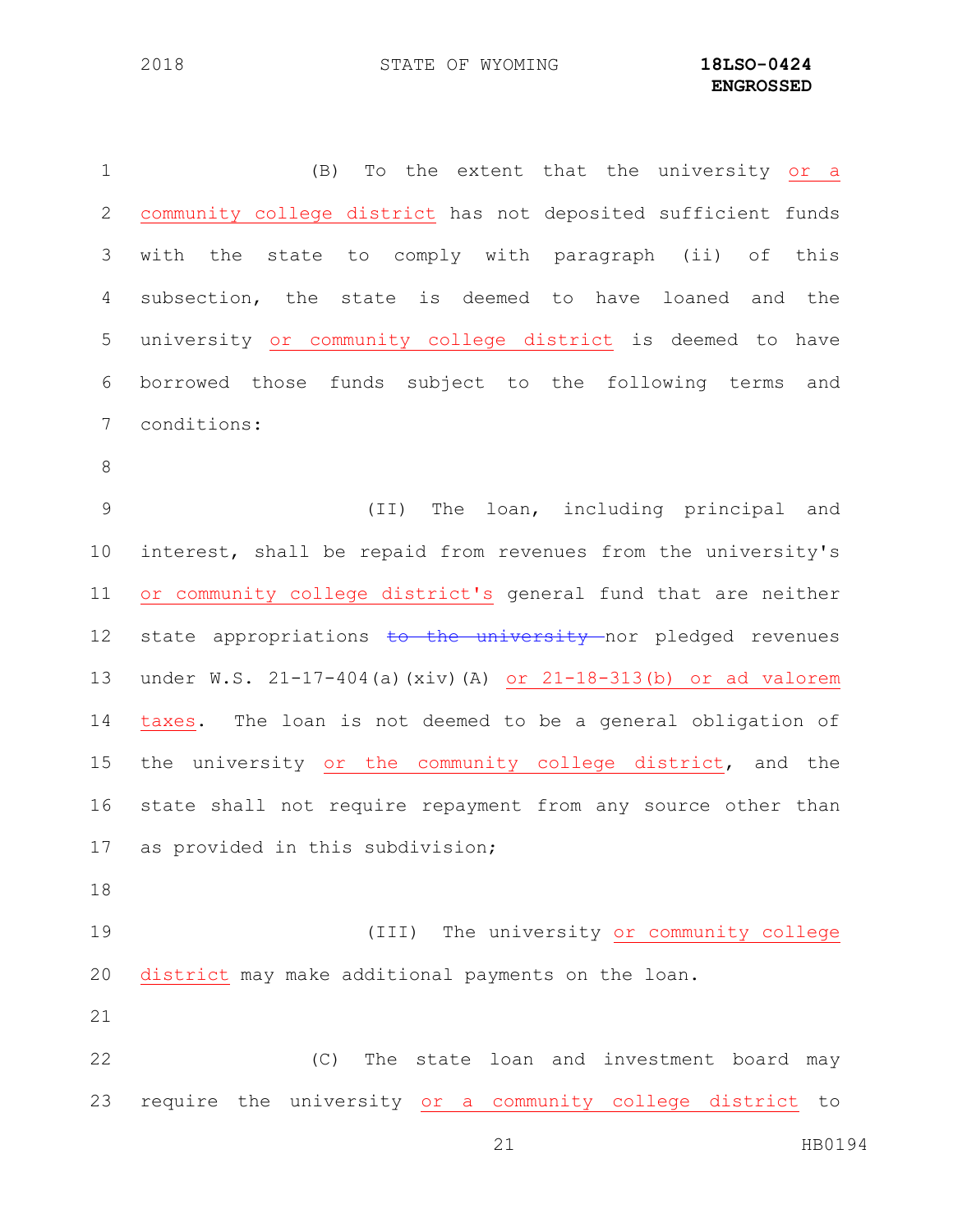(B) To the extent that the university or a community college district has not deposited sufficient funds with the state to comply with paragraph (ii) of this subsection, the state is deemed to have loaned and the university or community college district is deemed to have borrowed those funds subject to the following terms and conditions:

(II) The loan, including principal and interest, shall be repaid from revenues from the university's or community college district's general fund that are neither state appropriations ~~to the university~~ nor pledged revenues under W.S. 21-17-404(a)(xiv)(A) or 21-18-313(b) or ad valorem taxes. The loan is not deemed to be a general obligation of the university or the community college district, and the state shall not require repayment from any source other than as provided in this subdivision;

(III) The university or community college district may make additional payments on the loan.

(C) The state loan and investment board may require the university or a community college district to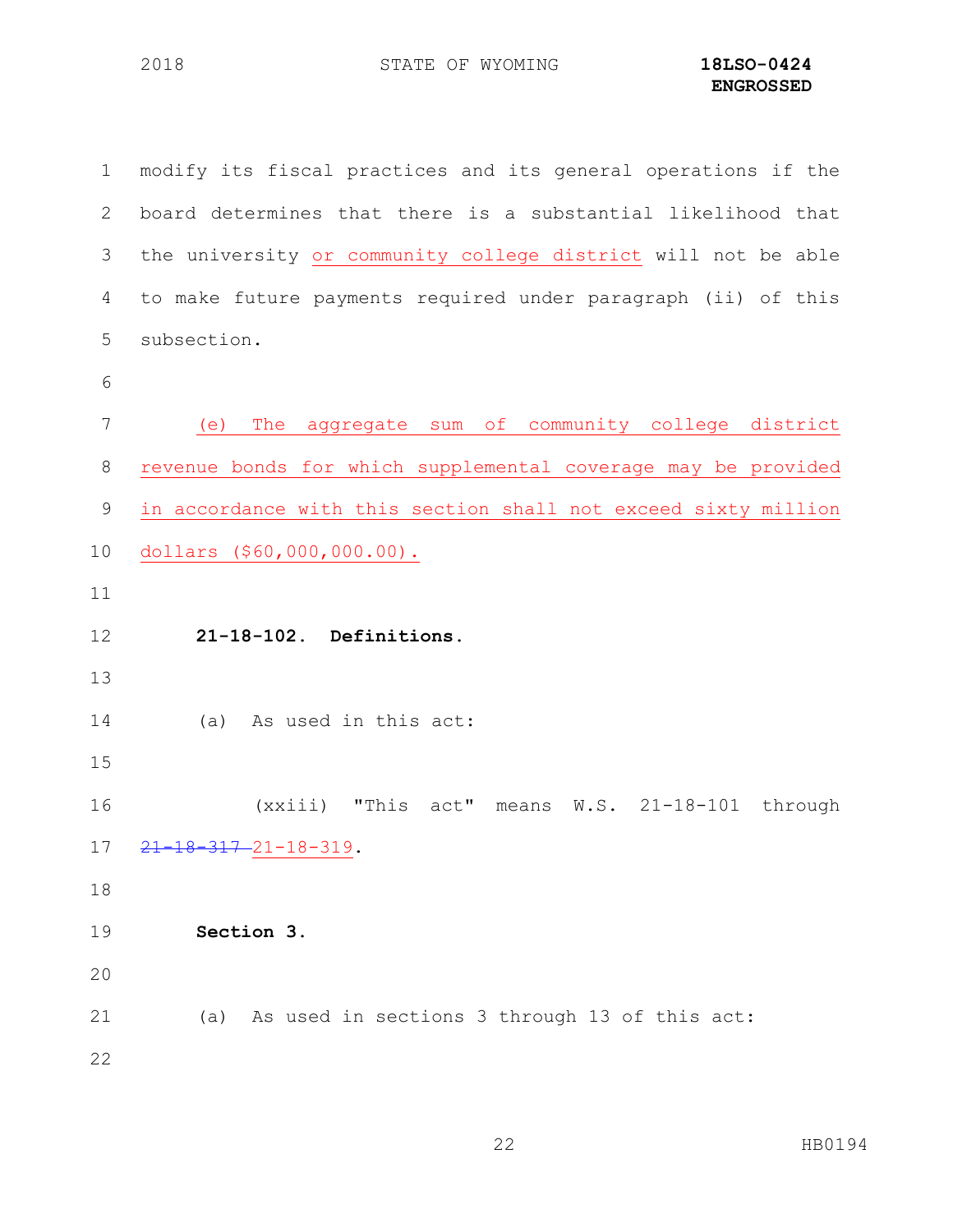modify its fiscal practices and its general operations if the board determines that there is a substantial likelihood that the university <ins>or community college district</ins> will not be able to make future payments required under paragraph (ii) of this subsection.

<ins>(e) The aggregate sum of community college district revenue bonds for which supplemental coverage may be provided in accordance with this section shall not exceed sixty million dollars ($60,000,000.00).</ins>

**21-18-102. Definitions.**

(a) As used in this act:

(xxiii) "This act" means W.S. 21-18-101 through ~~21-18-317~~ <ins>21-18-319</ins>.

**Section 3.**

(a) As used in sections 3 through 13 of this act: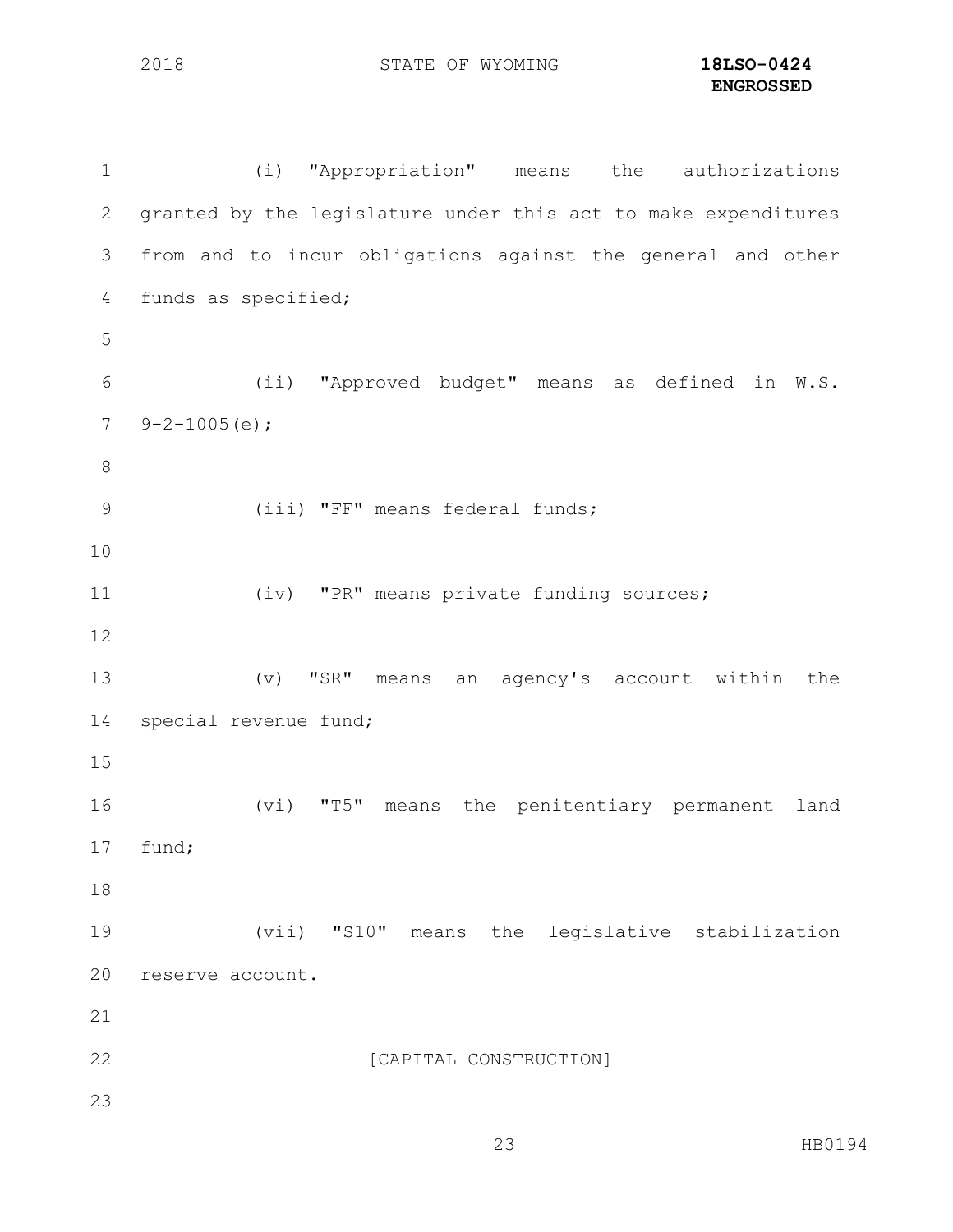(i) "Appropriation" means the authorizations granted by the legislature under this act to make expenditures from and to incur obligations against the general and other funds as specified;

(ii) "Approved budget" means as defined in W.S. 9-2-1005(e);

(iii) "FF" means federal funds;

(iv) "PR" means private funding sources;

(v) "SR" means an agency's account within the special revenue fund;

(vi) "T5" means the penitentiary permanent land fund;

(vii) "S10" means the legislative stabilization reserve account.

[CAPITAL CONSTRUCTION]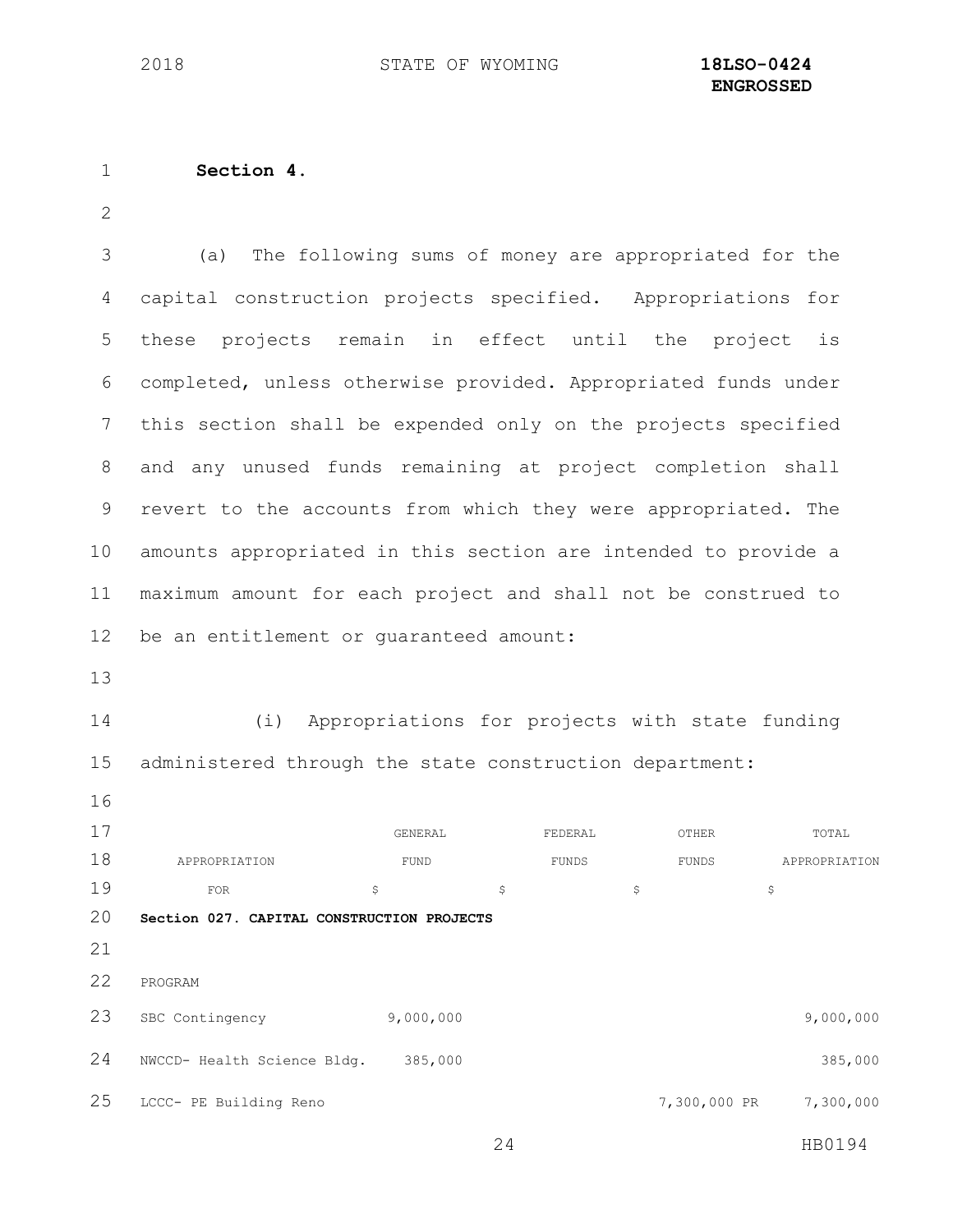**Section 4.**

(a) The following sums of money are appropriated for the capital construction projects specified. Appropriations for these projects remain in effect until the project is completed, unless otherwise provided. Appropriated funds under this section shall be expended only on the projects specified and any unused funds remaining at project completion shall revert to the accounts from which they were appropriated. The amounts appropriated in this section are intended to provide a maximum amount for each project and shall not be construed to be an entitlement or guaranteed amount:

(i) Appropriations for projects with state funding administered through the state construction department:

| APPROPRIATION FOR | GENERAL FUND $ | FEDERAL FUNDS $ | OTHER FUNDS $ | TOTAL APPROPRIATION $ |
|---|---|---|---|---|
| **Section 027. CAPITAL CONSTRUCTION PROJECTS** | | | | |
| PROGRAM | | | | |
| SBC Contingency | 9,000,000 | | | 9,000,000 |
| NWCCD- Health Science Bldg. | 385,000 | | | 385,000 |
| LCCC- PE Building Reno | | | 7,300,000 PR | 7,300,000 |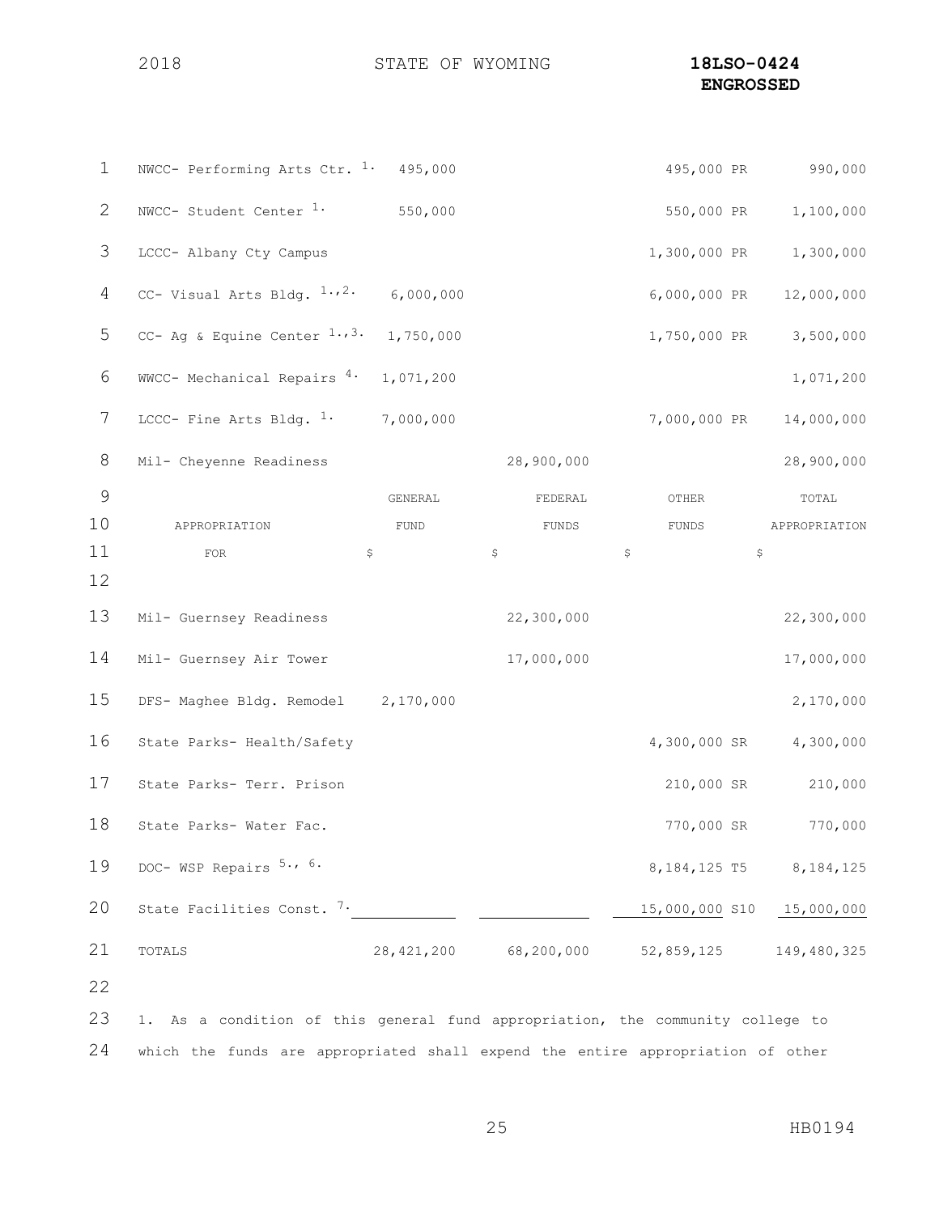| APPROPRIATION FOR | GENERAL FUND $ | FEDERAL FUNDS $ | OTHER FUNDS $ | TOTAL APPROPRIATION $ |
|---|---|---|---|---|
| NWCC- Performing Arts Ctr. [1.] | 495,000 | | 495,000 PR | 990,000 |
| NWCC- Student Center [1.] | 550,000 | | 550,000 PR | 1,100,000 |
| LCCC- Albany Cty Campus | | | 1,300,000 PR | 1,300,000 |
| CC- Visual Arts Bldg. [1.,2.] | 6,000,000 | | 6,000,000 PR | 12,000,000 |
| CC- Ag & Equine Center [1.,3.] | 1,750,000 | | 1,750,000 PR | 3,500,000 |
| WWCC- Mechanical Repairs [4.] | 1,071,200 | | | 1,071,200 |
| LCCC- Fine Arts Bldg. [1.] | 7,000,000 | | 7,000,000 PR | 14,000,000 |
| Mil- Cheyenne Readiness | | 28,900,000 | | 28,900,000 |
| Mil- Guernsey Readiness | | 22,300,000 | | 22,300,000 |
| Mil- Guernsey Air Tower | | 17,000,000 | | 17,000,000 |
| DFS- Maghee Bldg. Remodel | 2,170,000 | | | 2,170,000 |
| State Parks- Health/Safety | | | 4,300,000 SR | 4,300,000 |
| State Parks- Terr. Prison | | | 210,000 SR | 210,000 |
| State Parks- Water Fac. | | | 770,000 SR | 770,000 |
| DOC- WSP Repairs [5., 6.] | | | 8,184,125 T5 | 8,184,125 |
| State Facilities Const. [7.] | | | 15,000,000 S10 | 15,000,000 |
| TOTALS | 28,421,200 | 68,200,000 | 52,859,125 | 149,480,325 |

1. As a condition of this general fund appropriation, the community college to which the funds are appropriated shall expend the entire appropriation of other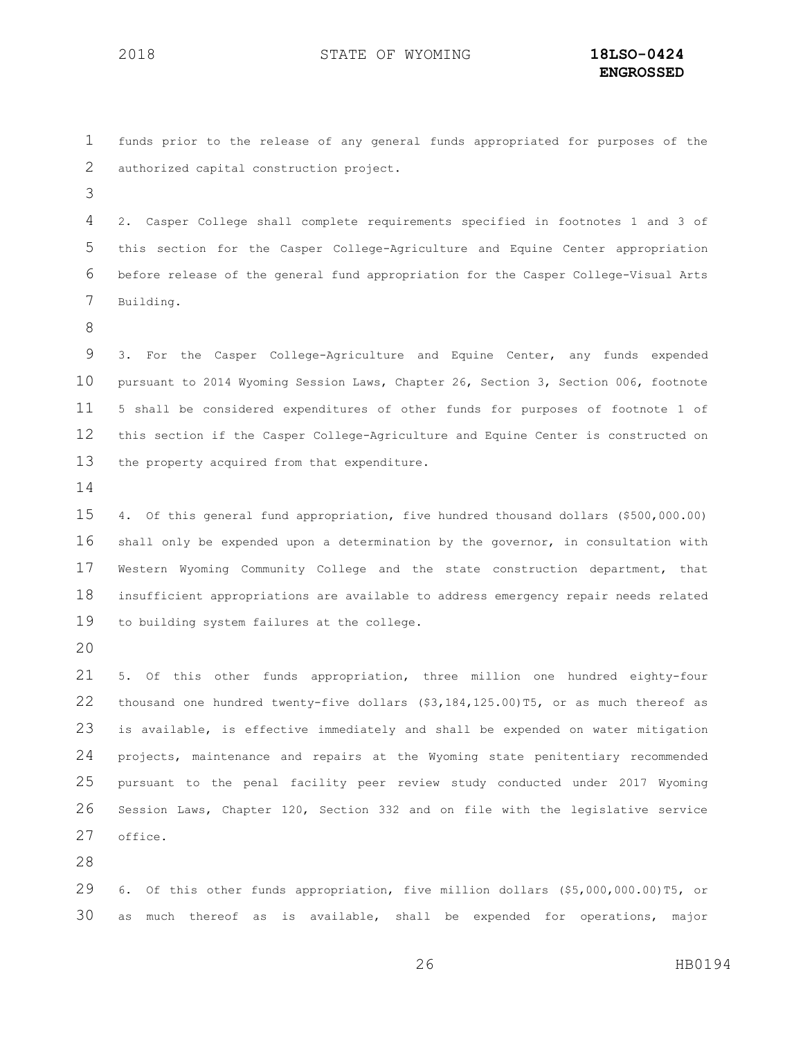funds prior to the release of any general funds appropriated for purposes of the authorized capital construction project.

2. Casper College shall complete requirements specified in footnotes 1 and 3 of this section for the Casper College-Agriculture and Equine Center appropriation before release of the general fund appropriation for the Casper College-Visual Arts Building.

3. For the Casper College-Agriculture and Equine Center, any funds expended pursuant to 2014 Wyoming Session Laws, Chapter 26, Section 3, Section 006, footnote 5 shall be considered expenditures of other funds for purposes of footnote 1 of this section if the Casper College-Agriculture and Equine Center is constructed on the property acquired from that expenditure.

4. Of this general fund appropriation, five hundred thousand dollars ($500,000.00) shall only be expended upon a determination by the governor, in consultation with Western Wyoming Community College and the state construction department, that insufficient appropriations are available to address emergency repair needs related to building system failures at the college.

5. Of this other funds appropriation, three million one hundred eighty-four thousand one hundred twenty-five dollars ($3,184,125.00)T5, or as much thereof as is available, is effective immediately and shall be expended on water mitigation projects, maintenance and repairs at the Wyoming state penitentiary recommended pursuant to the penal facility peer review study conducted under 2017 Wyoming Session Laws, Chapter 120, Section 332 and on file with the legislative service office.

6. Of this other funds appropriation, five million dollars ($5,000,000.00)T5, or as much thereof as is available, shall be expended for operations, major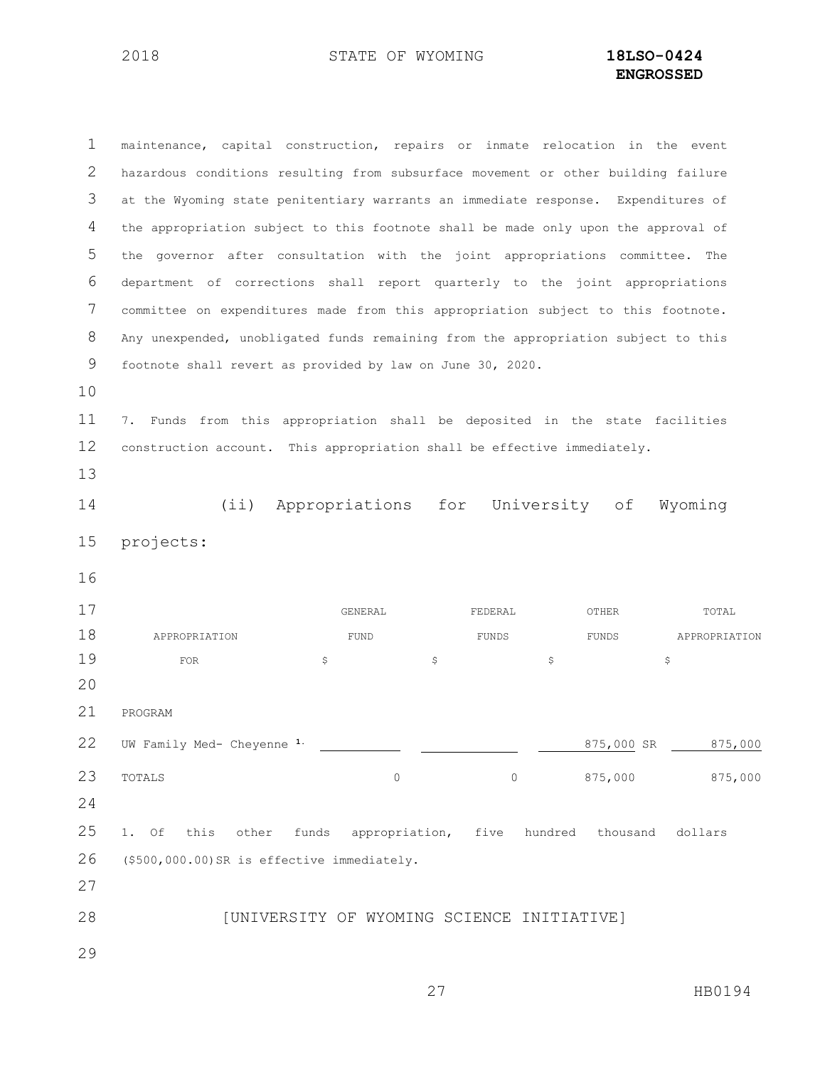maintenance, capital construction, repairs or inmate relocation in the event hazardous conditions resulting from subsurface movement or other building failure at the Wyoming state penitentiary warrants an immediate response. Expenditures of the appropriation subject to this footnote shall be made only upon the approval of the governor after consultation with the joint appropriations committee. The department of corrections shall report quarterly to the joint appropriations committee on expenditures made from this appropriation subject to this footnote. Any unexpended, unobligated funds remaining from the appropriation subject to this footnote shall revert as provided by law on June 30, 2020.

7. Funds from this appropriation shall be deposited in the state facilities construction account. This appropriation shall be effective immediately.

(ii) Appropriations for University of Wyoming projects:

| APPROPRIATION FOR | GENERAL FUND $ | FEDERAL FUNDS $ | OTHER FUNDS $ | TOTAL APPROPRIATION $ |
|---|---|---|---|---|
| PROGRAM | | | | |
| UW Family Med- Cheyenne [1.] | | | 875,000 SR | 875,000 |
| TOTALS | 0 | 0 | 875,000 | 875,000 |

1. Of this other funds appropriation, five hundred thousand dollars ($500,000.00)SR is effective immediately.

[UNIVERSITY OF WYOMING SCIENCE INITIATIVE]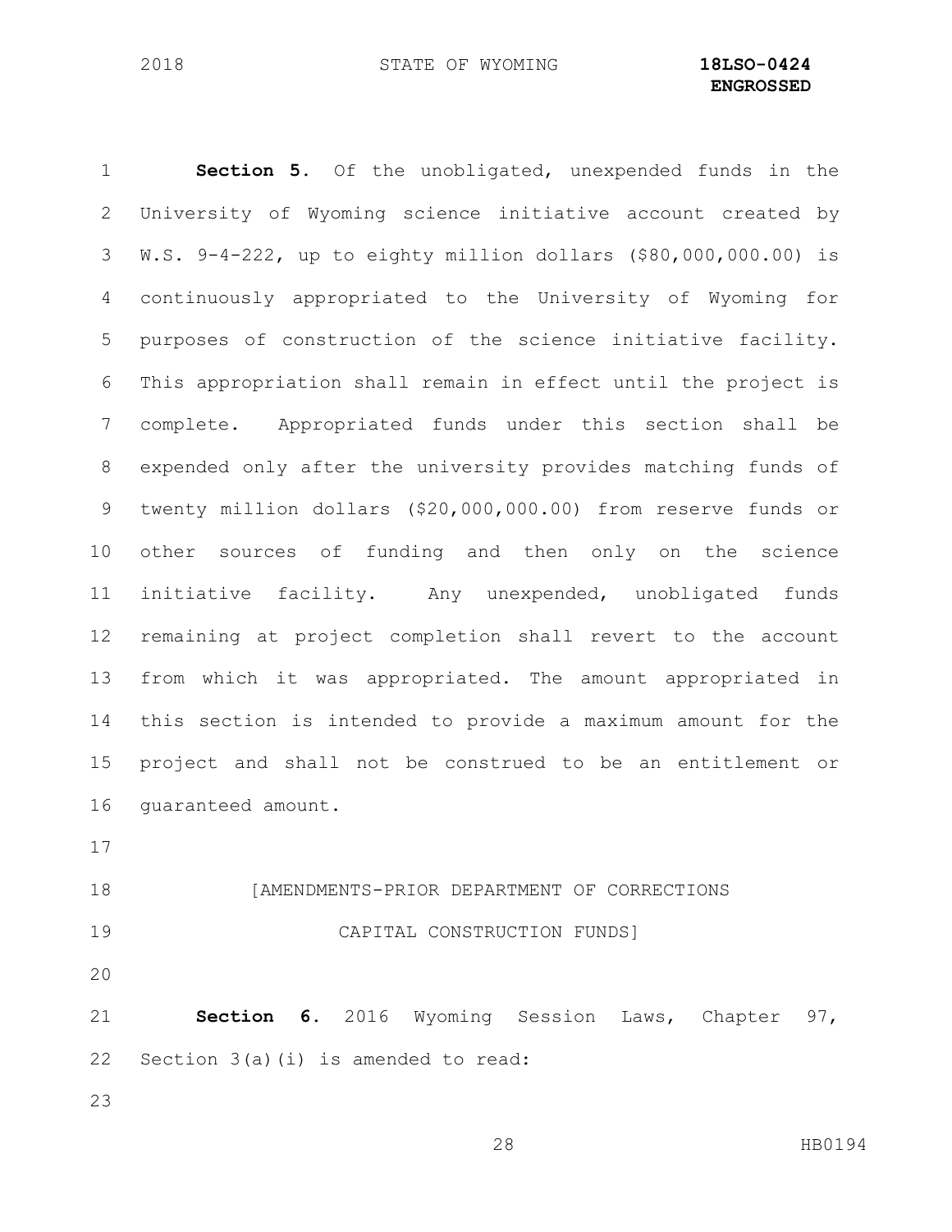**Section 5.** Of the unobligated, unexpended funds in the University of Wyoming science initiative account created by W.S. 9-4-222, up to eighty million dollars ($80,000,000.00) is continuously appropriated to the University of Wyoming for purposes of construction of the science initiative facility. This appropriation shall remain in effect until the project is complete. Appropriated funds under this section shall be expended only after the university provides matching funds of twenty million dollars ($20,000,000.00) from reserve funds or other sources of funding and then only on the science initiative facility. Any unexpended, unobligated funds remaining at project completion shall revert to the account from which it was appropriated. The amount appropriated in this section is intended to provide a maximum amount for the project and shall not be construed to be an entitlement or guaranteed amount.

[AMENDMENTS-PRIOR DEPARTMENT OF CORRECTIONS CAPITAL CONSTRUCTION FUNDS]

**Section 6.** 2016 Wyoming Session Laws, Chapter 97, Section 3(a)(i) is amended to read: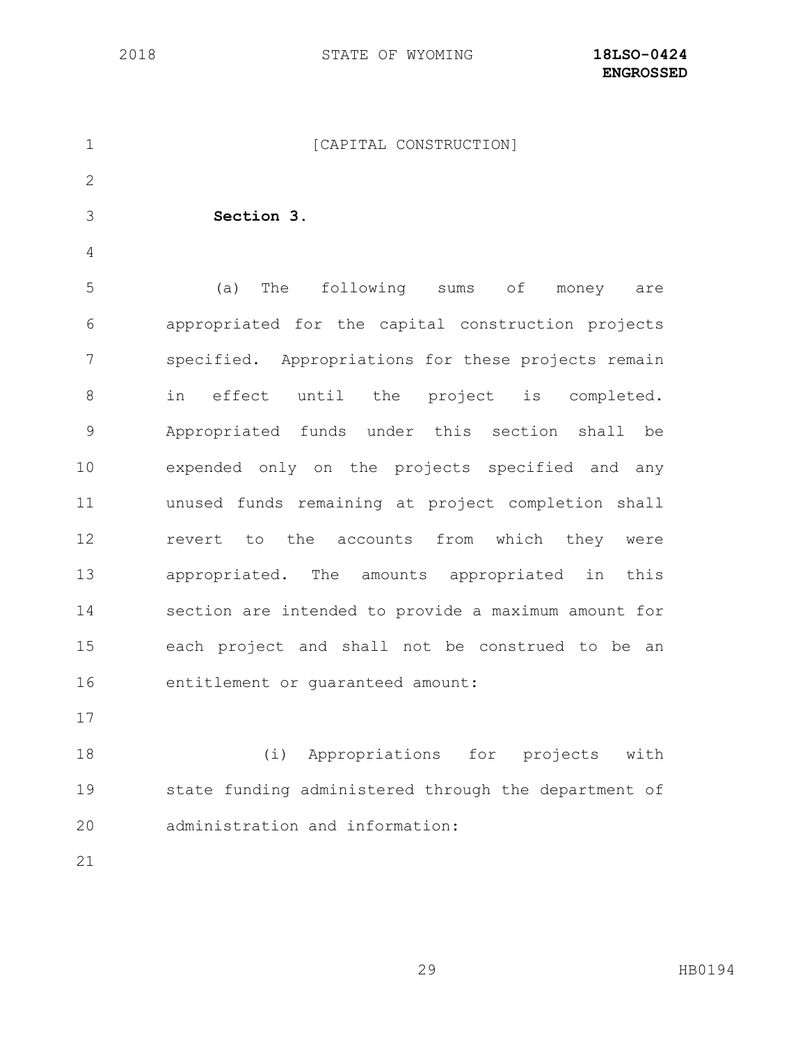[CAPITAL CONSTRUCTION]

**Section 3.**

(a) The following sums of money are appropriated for the capital construction projects specified. Appropriations for these projects remain in effect until the project is completed. Appropriated funds under this section shall be expended only on the projects specified and any unused funds remaining at project completion shall revert to the accounts from which they were appropriated. The amounts appropriated in this section are intended to provide a maximum amount for each project and shall not be construed to be an entitlement or guaranteed amount:

(i) Appropriations for projects with state funding administered through the department of administration and information: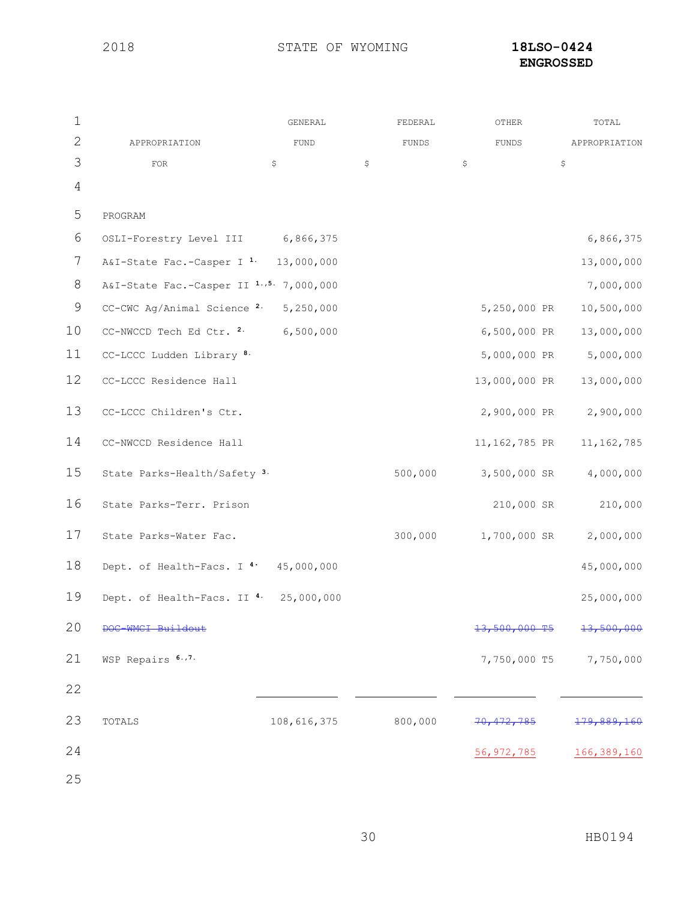| APPROPRIATION FOR | GENERAL FUND $ | FEDERAL FUNDS $ | OTHER FUNDS $ | TOTAL APPROPRIATION $ |
|---|---|---|---|---|
| PROGRAM | | | | |
| OSLI-Forestry Level III | 6,866,375 | | | 6,866,375 |
| A&I-State Fac.-Casper I [1.] | 13,000,000 | | | 13,000,000 |
| A&I-State Fac.-Casper II [1.,5.] | 7,000,000 | | | 7,000,000 |
| CC-CWC Ag/Animal Science [2.] | 5,250,000 | | 5,250,000 PR | 10,500,000 |
| CC-NWCCD Tech Ed Ctr. [2.] | 6,500,000 | | 6,500,000 PR | 13,000,000 |
| CC-LCCC Ludden Library [8.] | | | 5,000,000 PR | 5,000,000 |
| CC-LCCC Residence Hall | | | 13,000,000 PR | 13,000,000 |
| CC-LCCC Children's Ctr. | | | 2,900,000 PR | 2,900,000 |
| CC-NWCCD Residence Hall | | | 11,162,785 PR | 11,162,785 |
| State Parks-Health/Safety [3.] | | 500,000 | 3,500,000 SR | 4,000,000 |
| State Parks-Terr. Prison | | | 210,000 SR | 210,000 |
| State Parks-Water Fac. | | 300,000 | 1,700,000 SR | 2,000,000 |
| Dept. of Health-Facs. I [4.] | 45,000,000 | | | 45,000,000 |
| Dept. of Health-Facs. II [4.] | 25,000,000 | | | 25,000,000 |
| ~~DOC-WMCI Buildout~~ | | | ~~13,500,000 T5~~ | ~~13,500,000~~ |
| WSP Repairs [6.,7.] | | | 7,750,000 T5 | 7,750,000 |
| TOTALS | 108,616,375 | 800,000 | ~~70,472,785~~ 56,972,785 | ~~179,889,160~~ 166,389,160 |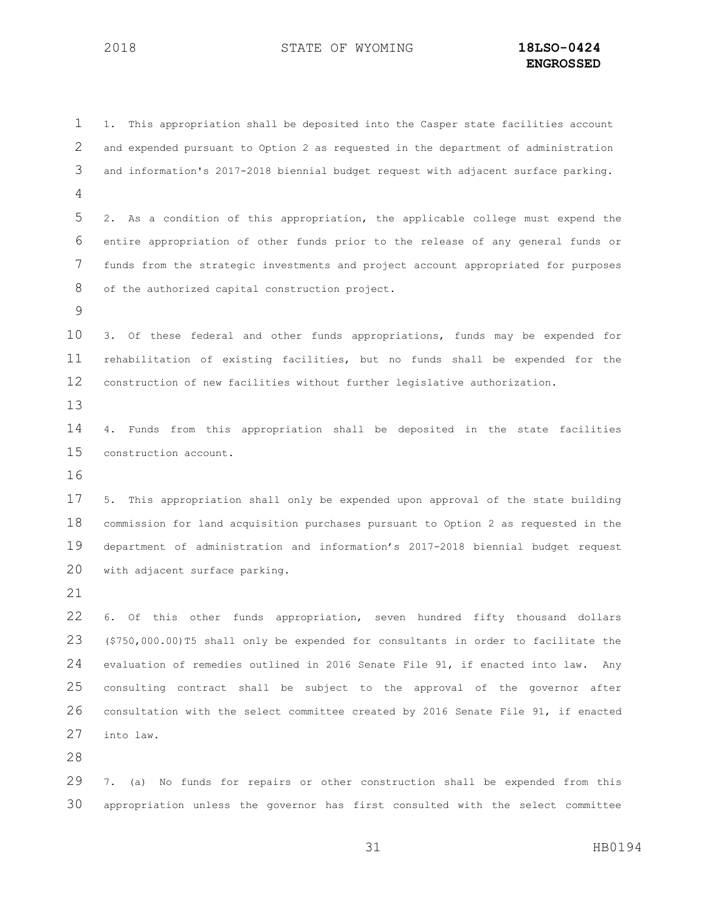1. This appropriation shall be deposited into the Casper state facilities account and expended pursuant to Option 2 as requested in the department of administration and information's 2017-2018 biennial budget request with adjacent surface parking.

2. As a condition of this appropriation, the applicable college must expend the entire appropriation of other funds prior to the release of any general funds or funds from the strategic investments and project account appropriated for purposes of the authorized capital construction project.

3. Of these federal and other funds appropriations, funds may be expended for rehabilitation of existing facilities, but no funds shall be expended for the construction of new facilities without further legislative authorization.

4. Funds from this appropriation shall be deposited in the state facilities construction account.

5. This appropriation shall only be expended upon approval of the state building commission for land acquisition purchases pursuant to Option 2 as requested in the department of administration and information's 2017-2018 biennial budget request with adjacent surface parking.

6. Of this other funds appropriation, seven hundred fifty thousand dollars ($750,000.00)T5 shall only be expended for consultants in order to facilitate the evaluation of remedies outlined in 2016 Senate File 91, if enacted into law. Any consulting contract shall be subject to the approval of the governor after consultation with the select committee created by 2016 Senate File 91, if enacted into law.

7. (a) No funds for repairs or other construction shall be expended from this appropriation unless the governor has first consulted with the select committee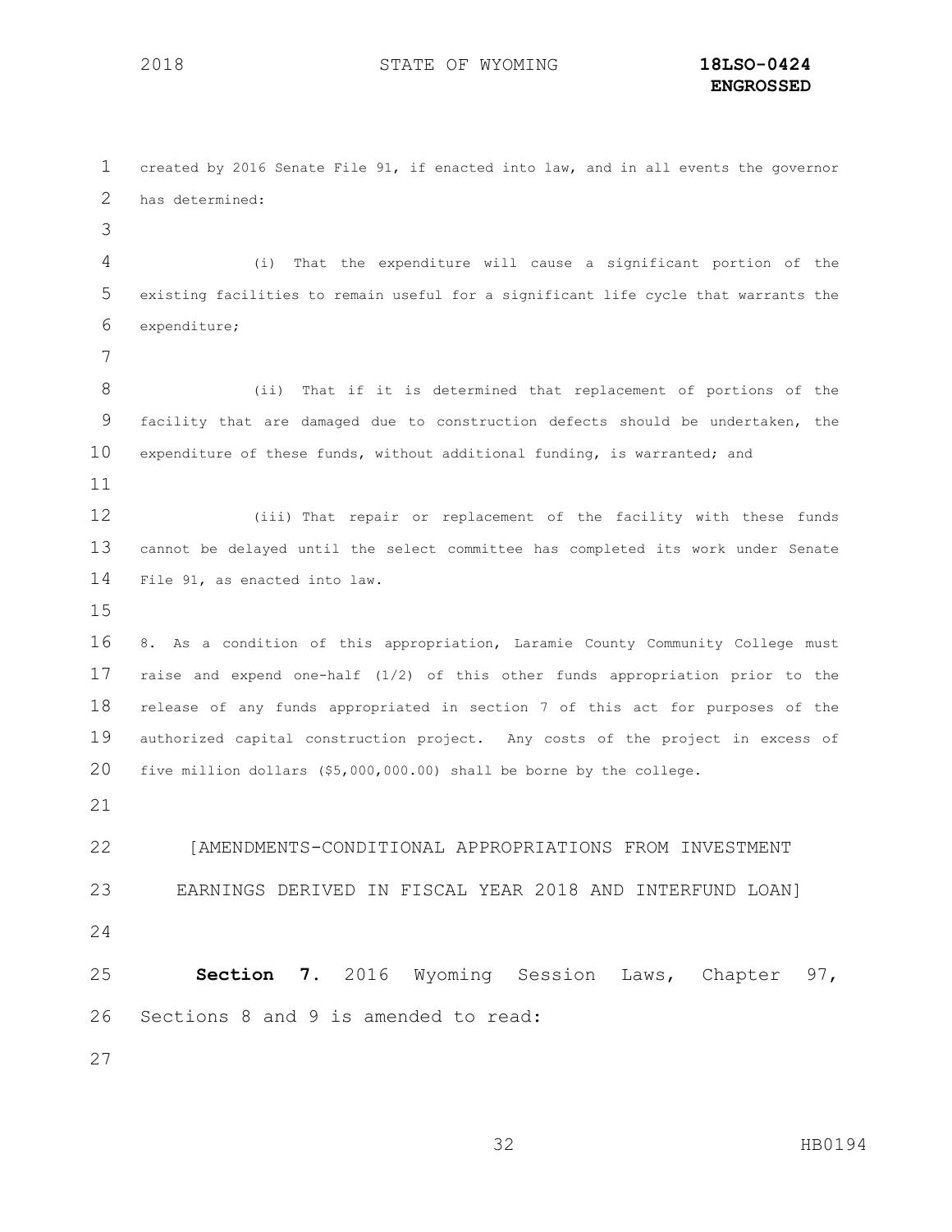created by 2016 Senate File 91, if enacted into law, and in all events the governor has determined:

(i) That the expenditure will cause a significant portion of the existing facilities to remain useful for a significant life cycle that warrants the expenditure;

(ii) That if it is determined that replacement of portions of the facility that are damaged due to construction defects should be undertaken, the expenditure of these funds, without additional funding, is warranted; and

(iii) That repair or replacement of the facility with these funds cannot be delayed until the select committee has completed its work under Senate File 91, as enacted into law.

8. As a condition of this appropriation, Laramie County Community College must raise and expend one-half (1/2) of this other funds appropriation prior to the release of any funds appropriated in section 7 of this act for purposes of the authorized capital construction project. Any costs of the project in excess of five million dollars ($5,000,000.00) shall be borne by the college.

[AMENDMENTS-CONDITIONAL APPROPRIATIONS FROM INVESTMENT EARNINGS DERIVED IN FISCAL YEAR 2018 AND INTERFUND LOAN]

**Section 7.** 2016 Wyoming Session Laws, Chapter 97, Sections 8 and 9 is amended to read: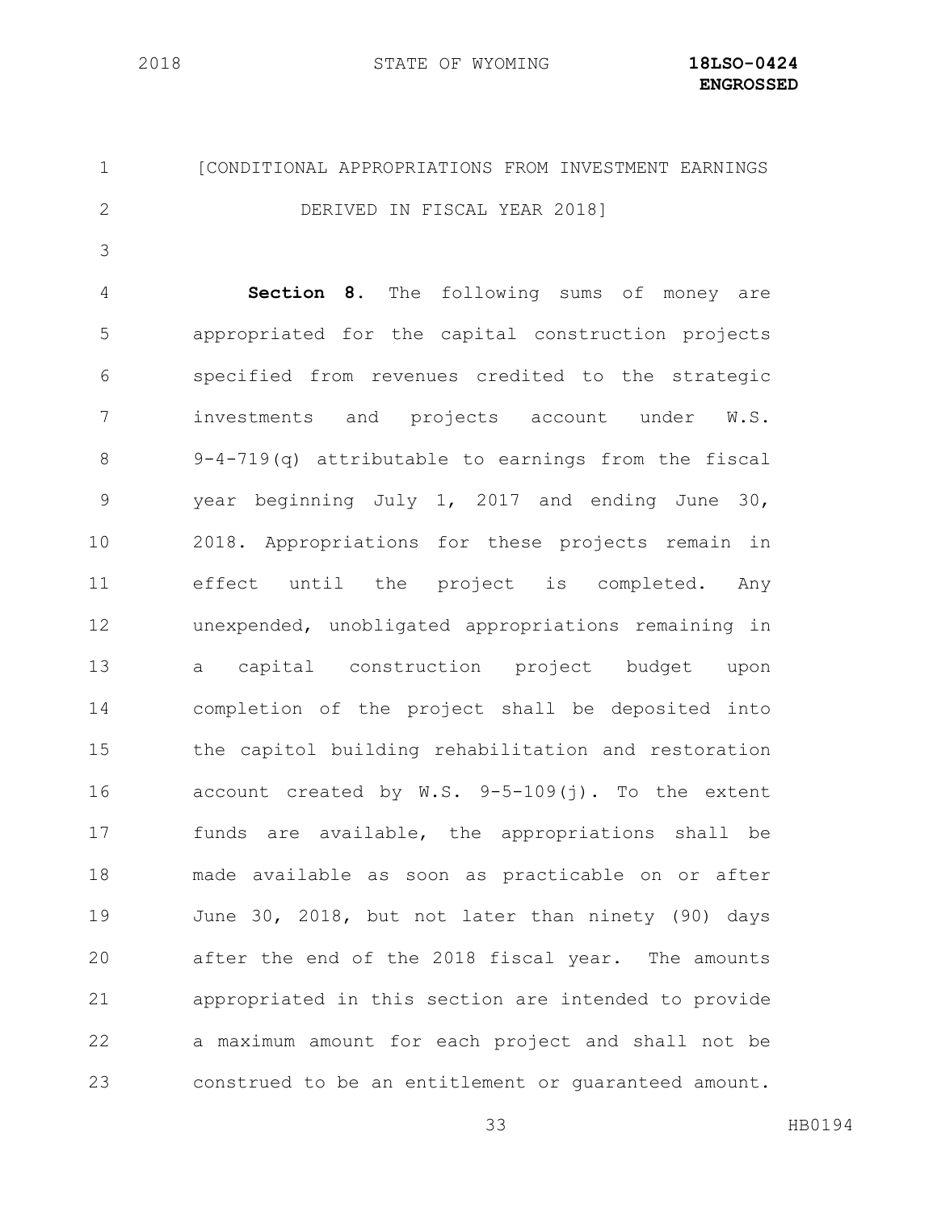[CONDITIONAL APPROPRIATIONS FROM INVESTMENT EARNINGS DERIVED IN FISCAL YEAR 2018]

**Section 8.** The following sums of money are appropriated for the capital construction projects specified from revenues credited to the strategic investments and projects account under W.S. 9-4-719(q) attributable to earnings from the fiscal year beginning July 1, 2017 and ending June 30, 2018. Appropriations for these projects remain in effect until the project is completed. Any unexpended, unobligated appropriations remaining in a capital construction project budget upon completion of the project shall be deposited into the capitol building rehabilitation and restoration account created by W.S. 9-5-109(j). To the extent funds are available, the appropriations shall be made available as soon as practicable on or after June 30, 2018, but not later than ninety (90) days after the end of the 2018 fiscal year. The amounts appropriated in this section are intended to provide a maximum amount for each project and shall not be construed to be an entitlement or guaranteed amount.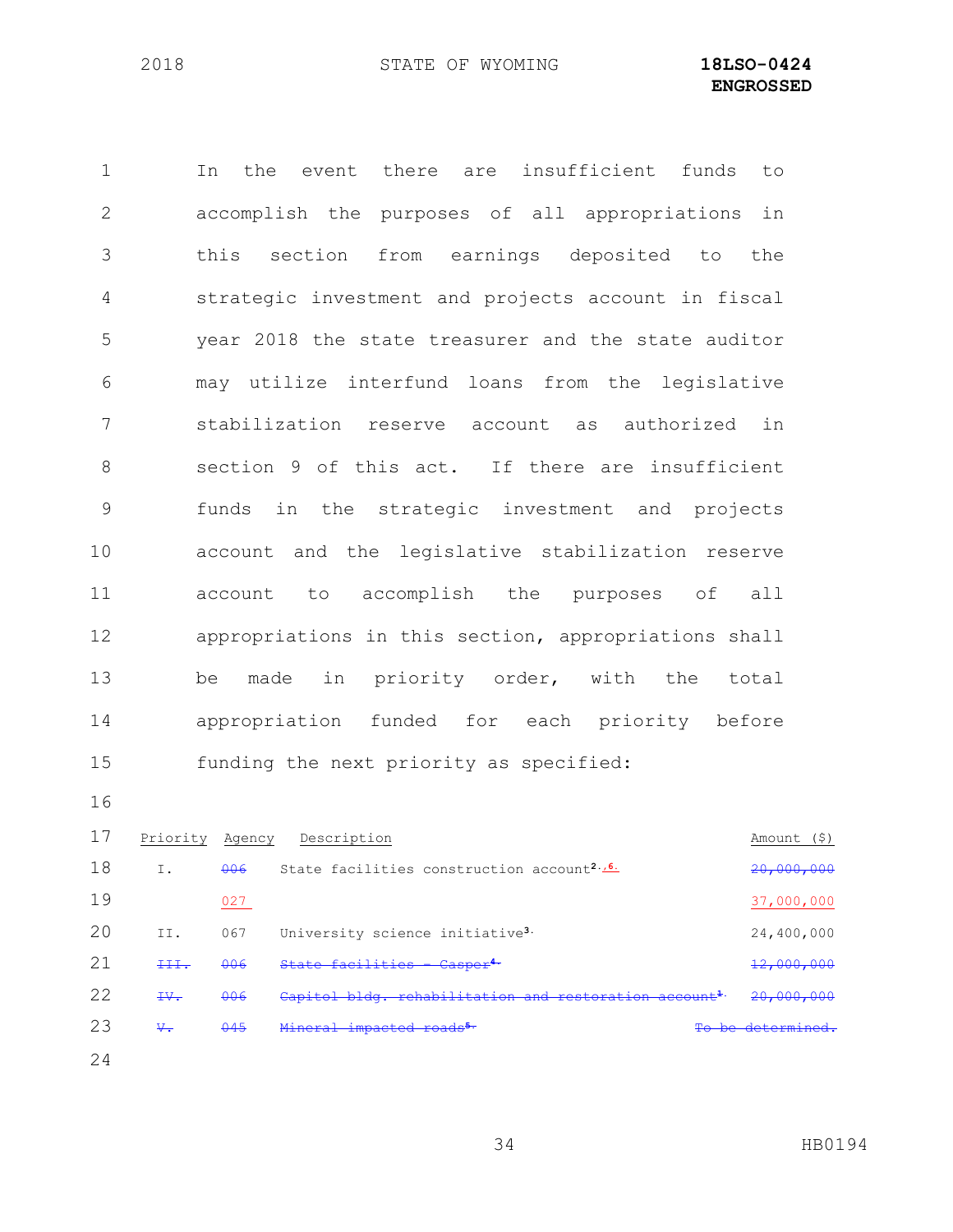In the event there are insufficient funds to accomplish the purposes of all appropriations in this section from earnings deposited to the strategic investment and projects account in fiscal year 2018 the state treasurer and the state auditor may utilize interfund loans from the legislative stabilization reserve account as authorized in section 9 of this act. If there are insufficient funds in the strategic investment and projects account and the legislative stabilization reserve account to accomplish the purposes of all appropriations in this section, appropriations shall be made in priority order, with the total appropriation funded for each priority before funding the next priority as specified:

| Priority | Agency | Description | Amount ($) |
|---|---|---|---|
| I. | ~~006~~ | State facilities construction account[2.,6.] | ~~20,000,000~~ |
| | 027 | | 37,000,000 |
| II. | 067 | University science initiative[3.] | 24,400,000 |
| ~~III.~~ | ~~006~~ | ~~State facilities - Casper[4.]~~ | ~~12,000,000~~ |
| ~~IV.~~ | ~~006~~ | ~~Capitol bldg. rehabilitation and restoration account[1.]~~ | ~~20,000,000~~ |
| ~~V.~~ | ~~045~~ | ~~Mineral impacted roads[5.]~~ | ~~To be determined.~~ |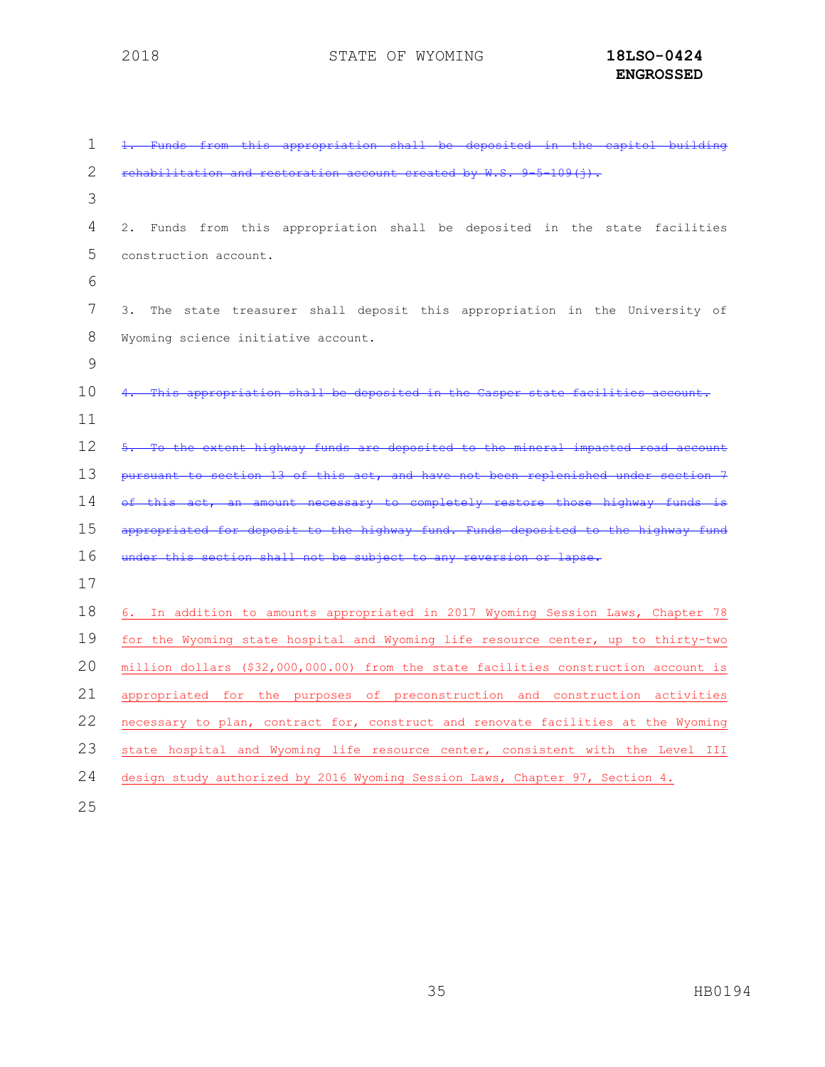~~1. Funds from this appropriation shall be deposited in the capitol building rehabilitation and restoration account created by W.S. 9-5-109(j).~~

2. Funds from this appropriation shall be deposited in the state facilities construction account.

3. The state treasurer shall deposit this appropriation in the University of Wyoming science initiative account.

~~4. This appropriation shall be deposited in the Casper state facilities account.~~

~~5. To the extent highway funds are deposited to the mineral impacted road account pursuant to section 13 of this act, and have not been replenished under section 7 of this act, an amount necessary to completely restore those highway funds is appropriated for deposit to the highway fund. Funds deposited to the highway fund under this section shall not be subject to any reversion or lapse.~~

6. In addition to amounts appropriated in 2017 Wyoming Session Laws, Chapter 78 for the Wyoming state hospital and Wyoming life resource center, up to thirty-two million dollars ($32,000,000.00) from the state facilities construction account is appropriated for the purposes of preconstruction and construction activities necessary to plan, contract for, construct and renovate facilities at the Wyoming state hospital and Wyoming life resource center, consistent with the Level III design study authorized by 2016 Wyoming Session Laws, Chapter 97, Section 4.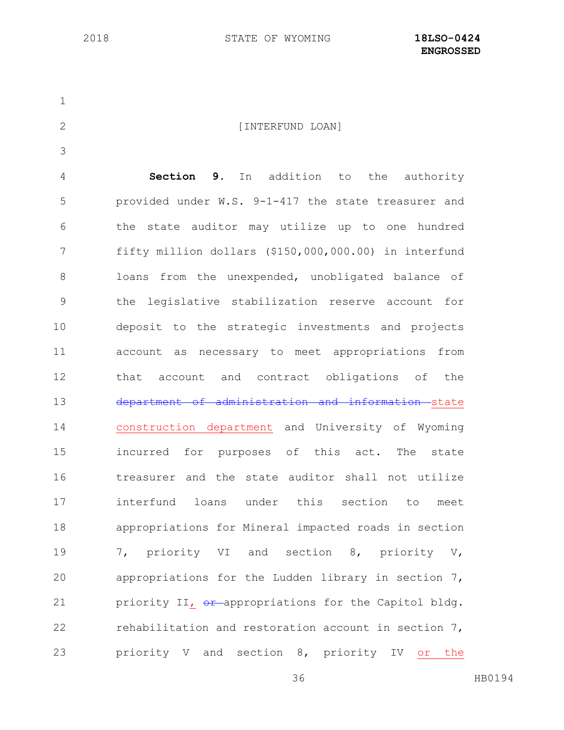[INTERFUND LOAN]

**Section 9.** In addition to the authority provided under W.S. 9-1-417 the state treasurer and the state auditor may utilize up to one hundred fifty million dollars ($150,000,000.00) in interfund loans from the unexpended, unobligated balance of the legislative stabilization reserve account for deposit to the strategic investments and projects account as necessary to meet appropriations from that account and contract obligations of the ~~department of administration and information~~ state construction department and University of Wyoming incurred for purposes of this act. The state treasurer and the state auditor shall not utilize interfund loans under this section to meet appropriations for Mineral impacted roads in section 7, priority VI and section 8, priority V, appropriations for the Ludden library in section 7, priority II, ~~or~~ appropriations for the Capitol bldg. rehabilitation and restoration account in section 7, priority V and section 8, priority IV or the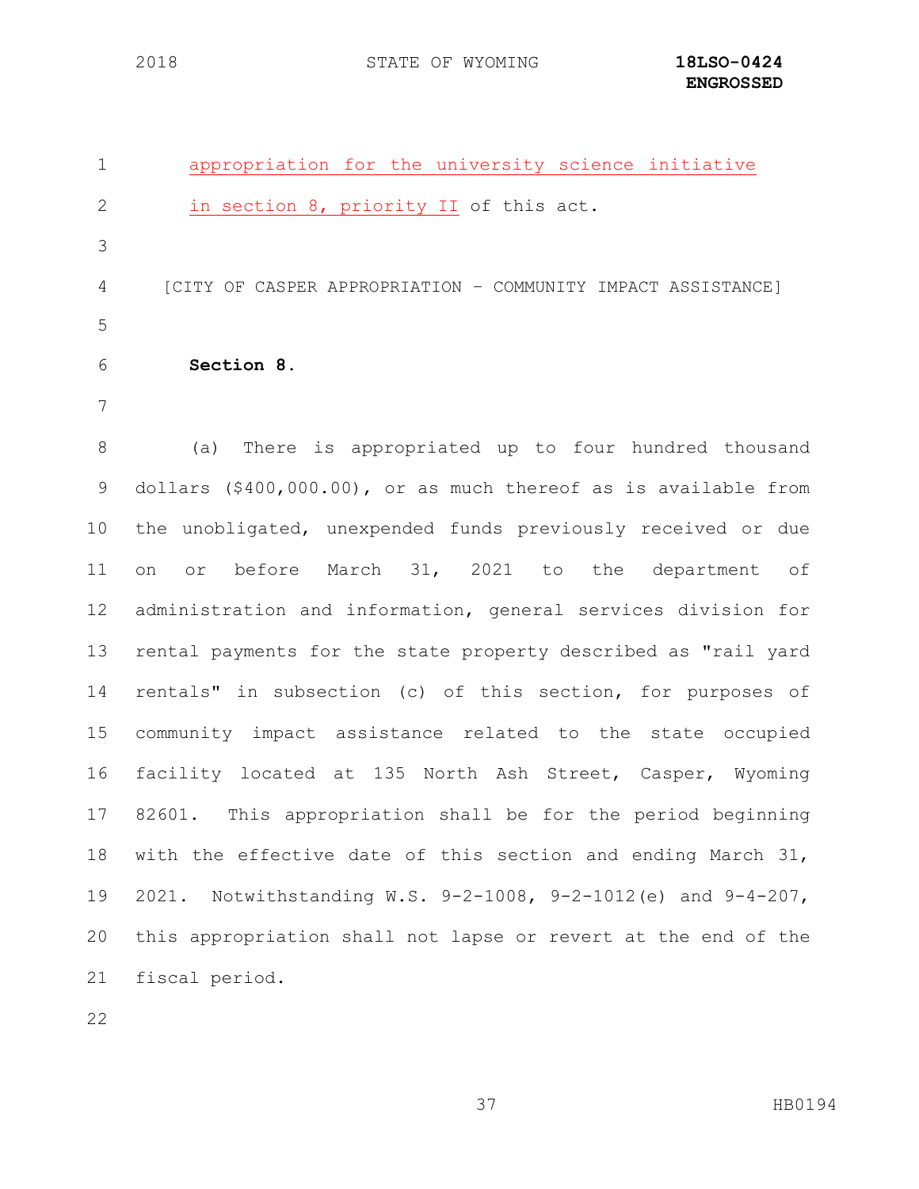appropriation for the university science initiative in section 8, priority II of this act.

[CITY OF CASPER APPROPRIATION – COMMUNITY IMPACT ASSISTANCE]

**Section 8.**

(a) There is appropriated up to four hundred thousand dollars ($400,000.00), or as much thereof as is available from the unobligated, unexpended funds previously received or due on or before March 31, 2021 to the department of administration and information, general services division for rental payments for the state property described as "rail yard rentals" in subsection (c) of this section, for purposes of community impact assistance related to the state occupied facility located at 135 North Ash Street, Casper, Wyoming 82601. This appropriation shall be for the period beginning with the effective date of this section and ending March 31, 2021. Notwithstanding W.S. 9-2-1008, 9-2-1012(e) and 9-4-207, this appropriation shall not lapse or revert at the end of the fiscal period.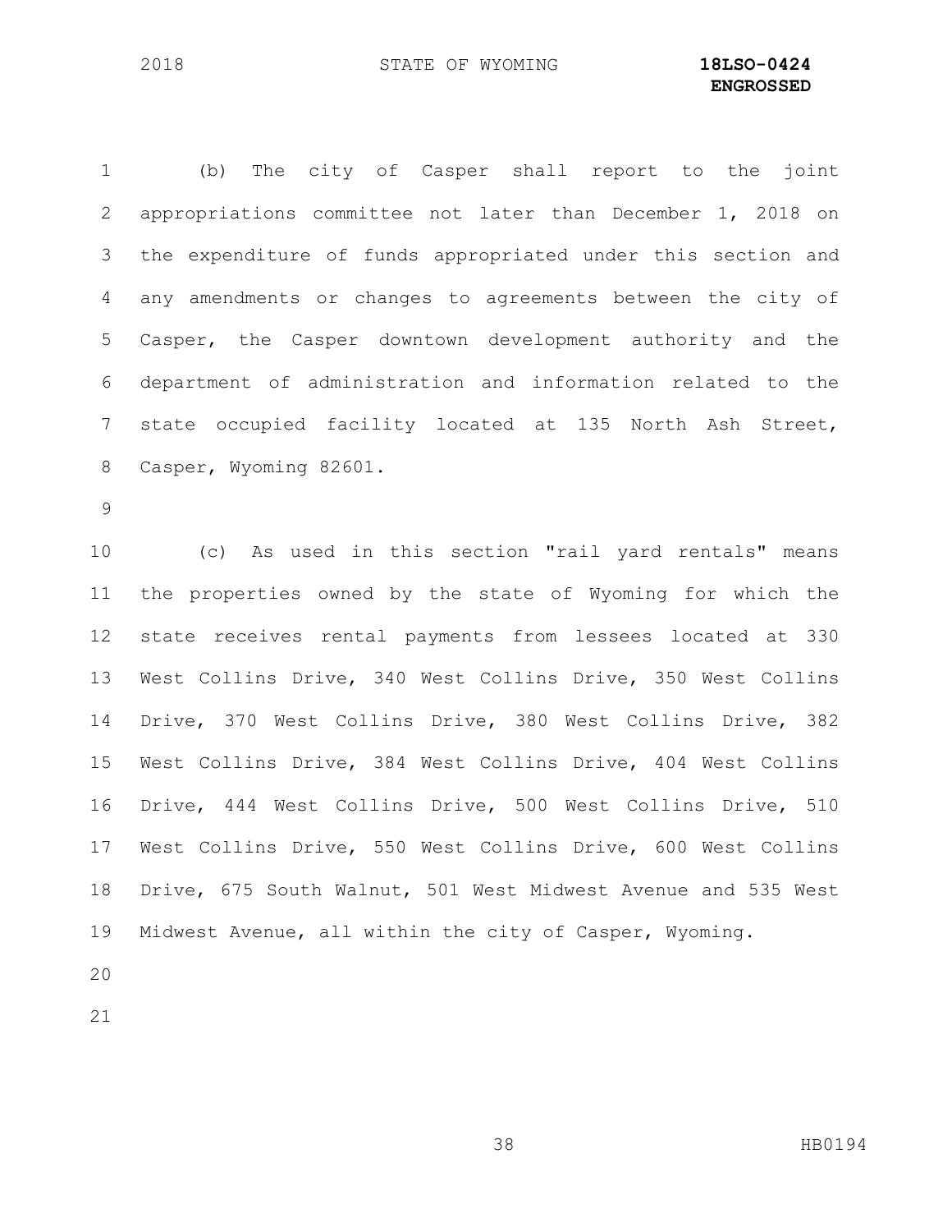(b) The city of Casper shall report to the joint appropriations committee not later than December 1, 2018 on the expenditure of funds appropriated under this section and any amendments or changes to agreements between the city of Casper, the Casper downtown development authority and the department of administration and information related to the state occupied facility located at 135 North Ash Street, Casper, Wyoming 82601.

(c) As used in this section "rail yard rentals" means the properties owned by the state of Wyoming for which the state receives rental payments from lessees located at 330 West Collins Drive, 340 West Collins Drive, 350 West Collins Drive, 370 West Collins Drive, 380 West Collins Drive, 382 West Collins Drive, 384 West Collins Drive, 404 West Collins Drive, 444 West Collins Drive, 500 West Collins Drive, 510 West Collins Drive, 550 West Collins Drive, 600 West Collins Drive, 675 South Walnut, 501 West Midwest Avenue and 535 West Midwest Avenue, all within the city of Casper, Wyoming.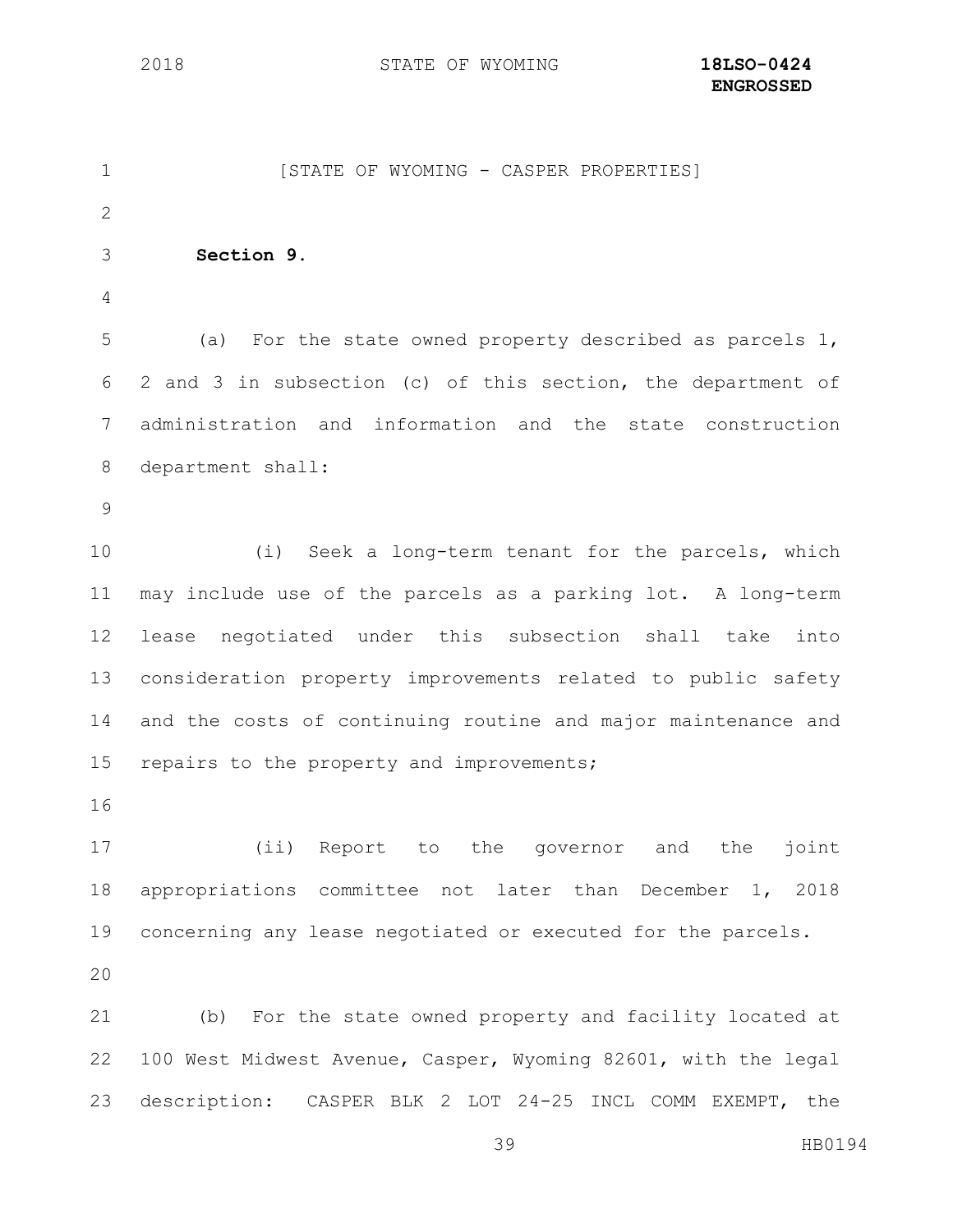[STATE OF WYOMING - CASPER PROPERTIES]

**Section 9.**

(a) For the state owned property described as parcels 1, 2 and 3 in subsection (c) of this section, the department of administration and information and the state construction department shall:

(i) Seek a long-term tenant for the parcels, which may include use of the parcels as a parking lot. A long-term lease negotiated under this subsection shall take into consideration property improvements related to public safety and the costs of continuing routine and major maintenance and repairs to the property and improvements;

(ii) Report to the governor and the joint appropriations committee not later than December 1, 2018 concerning any lease negotiated or executed for the parcels.

(b) For the state owned property and facility located at 100 West Midwest Avenue, Casper, Wyoming 82601, with the legal description: CASPER BLK 2 LOT 24-25 INCL COMM EXEMPT, the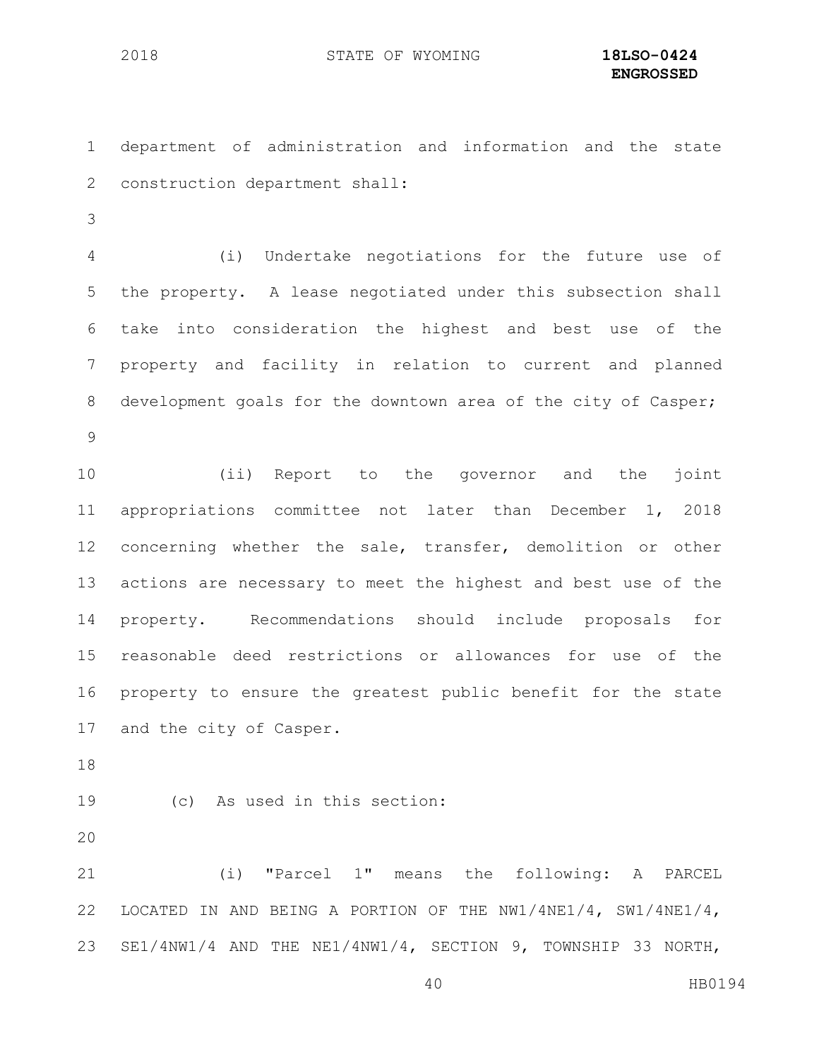department of administration and information and the state construction department shall:

(i) Undertake negotiations for the future use of the property. A lease negotiated under this subsection shall take into consideration the highest and best use of the property and facility in relation to current and planned development goals for the downtown area of the city of Casper;

(ii) Report to the governor and the joint appropriations committee not later than December 1, 2018 concerning whether the sale, transfer, demolition or other actions are necessary to meet the highest and best use of the property. Recommendations should include proposals for reasonable deed restrictions or allowances for use of the property to ensure the greatest public benefit for the state and the city of Casper.

(c) As used in this section:

(i) "Parcel 1" means the following: A PARCEL LOCATED IN AND BEING A PORTION OF THE NW1/4NE1/4, SW1/4NE1/4, SE1/4NW1/4 AND THE NE1/4NW1/4, SECTION 9, TOWNSHIP 33 NORTH,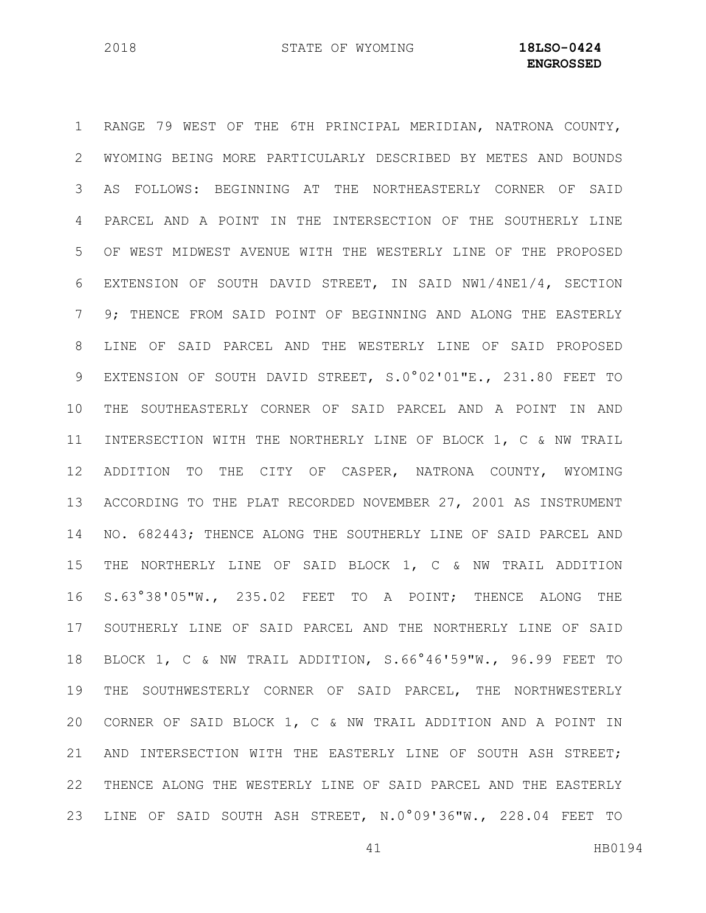RANGE 79 WEST OF THE 6TH PRINCIPAL MERIDIAN, NATRONA COUNTY, WYOMING BEING MORE PARTICULARLY DESCRIBED BY METES AND BOUNDS AS FOLLOWS: BEGINNING AT THE NORTHEASTERLY CORNER OF SAID PARCEL AND A POINT IN THE INTERSECTION OF THE SOUTHERLY LINE OF WEST MIDWEST AVENUE WITH THE WESTERLY LINE OF THE PROPOSED EXTENSION OF SOUTH DAVID STREET, IN SAID NW1/4NE1/4, SECTION 9; THENCE FROM SAID POINT OF BEGINNING AND ALONG THE EASTERLY LINE OF SAID PARCEL AND THE WESTERLY LINE OF SAID PROPOSED EXTENSION OF SOUTH DAVID STREET, S.0°02'01"E., 231.80 FEET TO THE SOUTHEASTERLY CORNER OF SAID PARCEL AND A POINT IN AND INTERSECTION WITH THE NORTHERLY LINE OF BLOCK 1, C & NW TRAIL ADDITION TO THE CITY OF CASPER, NATRONA COUNTY, WYOMING ACCORDING TO THE PLAT RECORDED NOVEMBER 27, 2001 AS INSTRUMENT NO. 682443; THENCE ALONG THE SOUTHERLY LINE OF SAID PARCEL AND THE NORTHERLY LINE OF SAID BLOCK 1, C & NW TRAIL ADDITION S.63°38'05"W., 235.02 FEET TO A POINT; THENCE ALONG THE SOUTHERLY LINE OF SAID PARCEL AND THE NORTHERLY LINE OF SAID BLOCK 1, C & NW TRAIL ADDITION, S.66°46'59"W., 96.99 FEET TO THE SOUTHWESTERLY CORNER OF SAID PARCEL, THE NORTHWESTERLY CORNER OF SAID BLOCK 1, C & NW TRAIL ADDITION AND A POINT IN AND INTERSECTION WITH THE EASTERLY LINE OF SOUTH ASH STREET; THENCE ALONG THE WESTERLY LINE OF SAID PARCEL AND THE EASTERLY LINE OF SAID SOUTH ASH STREET, N.0°09'36"W., 228.04 FEET TO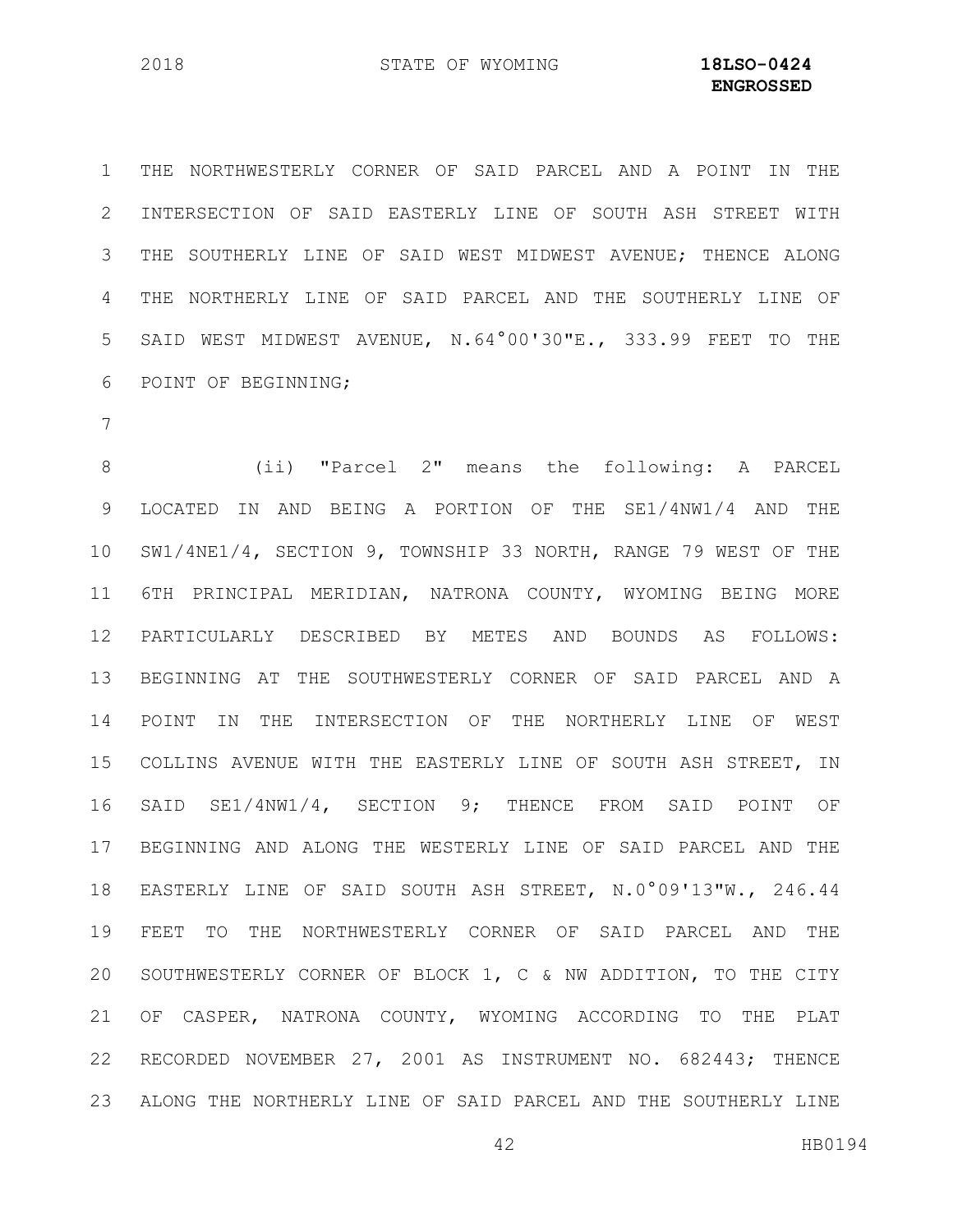THE NORTHWESTERLY CORNER OF SAID PARCEL AND A POINT IN THE INTERSECTION OF SAID EASTERLY LINE OF SOUTH ASH STREET WITH THE SOUTHERLY LINE OF SAID WEST MIDWEST AVENUE; THENCE ALONG THE NORTHERLY LINE OF SAID PARCEL AND THE SOUTHERLY LINE OF SAID WEST MIDWEST AVENUE, N.64°00'30"E., 333.99 FEET TO THE POINT OF BEGINNING;

(ii) "Parcel 2" means the following: A PARCEL LOCATED IN AND BEING A PORTION OF THE SE1/4NW1/4 AND THE SW1/4NE1/4, SECTION 9, TOWNSHIP 33 NORTH, RANGE 79 WEST OF THE 6TH PRINCIPAL MERIDIAN, NATRONA COUNTY, WYOMING BEING MORE PARTICULARLY DESCRIBED BY METES AND BOUNDS AS FOLLOWS: BEGINNING AT THE SOUTHWESTERLY CORNER OF SAID PARCEL AND A POINT IN THE INTERSECTION OF THE NORTHERLY LINE OF WEST COLLINS AVENUE WITH THE EASTERLY LINE OF SOUTH ASH STREET, IN SAID SE1/4NW1/4, SECTION 9; THENCE FROM SAID POINT OF BEGINNING AND ALONG THE WESTERLY LINE OF SAID PARCEL AND THE EASTERLY LINE OF SAID SOUTH ASH STREET, N.0°09'13"W., 246.44 FEET TO THE NORTHWESTERLY CORNER OF SAID PARCEL AND THE SOUTHWESTERLY CORNER OF BLOCK 1, C & NW ADDITION, TO THE CITY OF CASPER, NATRONA COUNTY, WYOMING ACCORDING TO THE PLAT RECORDED NOVEMBER 27, 2001 AS INSTRUMENT NO. 682443; THENCE ALONG THE NORTHERLY LINE OF SAID PARCEL AND THE SOUTHERLY LINE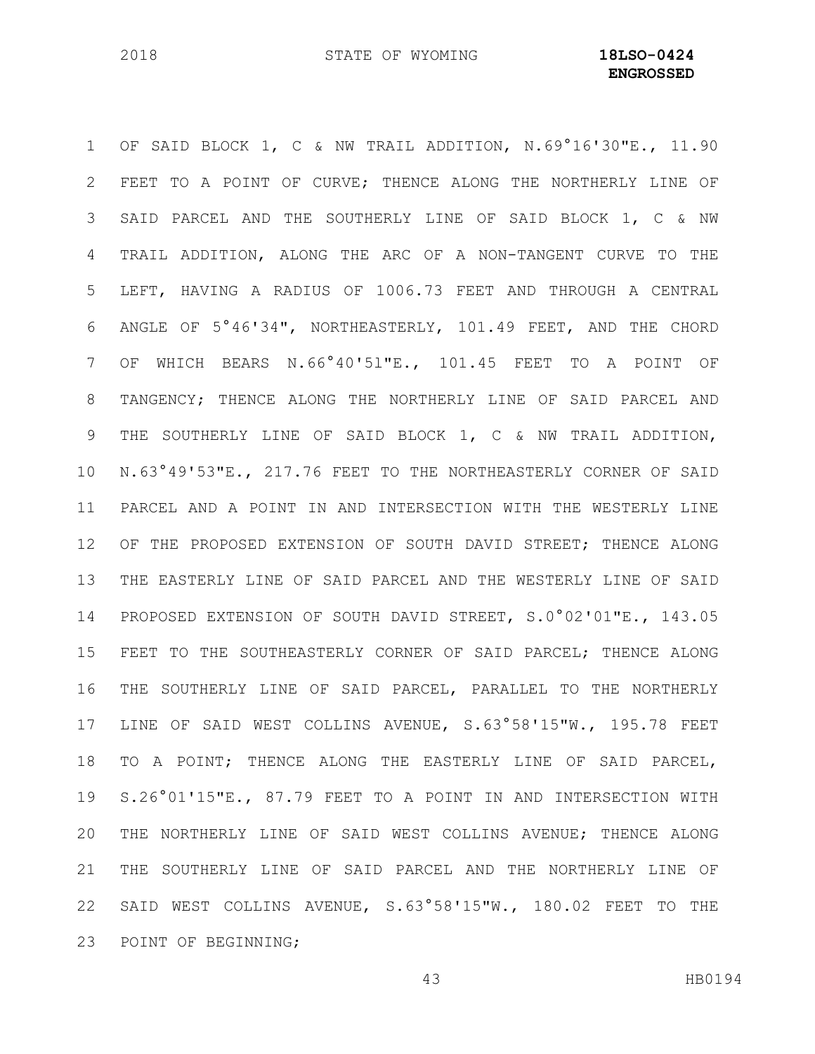OF SAID BLOCK 1, C & NW TRAIL ADDITION, N.69°16'30"E., 11.90 FEET TO A POINT OF CURVE; THENCE ALONG THE NORTHERLY LINE OF SAID PARCEL AND THE SOUTHERLY LINE OF SAID BLOCK 1, C & NW TRAIL ADDITION, ALONG THE ARC OF A NON-TANGENT CURVE TO THE LEFT, HAVING A RADIUS OF 1006.73 FEET AND THROUGH A CENTRAL ANGLE OF 5°46'34", NORTHEASTERLY, 101.49 FEET, AND THE CHORD OF WHICH BEARS N.66°40'5l"E., 101.45 FEET TO A POINT OF TANGENCY; THENCE ALONG THE NORTHERLY LINE OF SAID PARCEL AND THE SOUTHERLY LINE OF SAID BLOCK 1, C & NW TRAIL ADDITION, N.63°49'53"E., 217.76 FEET TO THE NORTHEASTERLY CORNER OF SAID PARCEL AND A POINT IN AND INTERSECTION WITH THE WESTERLY LINE OF THE PROPOSED EXTENSION OF SOUTH DAVID STREET; THENCE ALONG THE EASTERLY LINE OF SAID PARCEL AND THE WESTERLY LINE OF SAID PROPOSED EXTENSION OF SOUTH DAVID STREET, S.0°02'01"E., 143.05 FEET TO THE SOUTHEASTERLY CORNER OF SAID PARCEL; THENCE ALONG THE SOUTHERLY LINE OF SAID PARCEL, PARALLEL TO THE NORTHERLY LINE OF SAID WEST COLLINS AVENUE, S.63°58'15"W., 195.78 FEET TO A POINT; THENCE ALONG THE EASTERLY LINE OF SAID PARCEL, S.26°01'15"E., 87.79 FEET TO A POINT IN AND INTERSECTION WITH THE NORTHERLY LINE OF SAID WEST COLLINS AVENUE; THENCE ALONG THE SOUTHERLY LINE OF SAID PARCEL AND THE NORTHERLY LINE OF SAID WEST COLLINS AVENUE, S.63°58'15"W., 180.02 FEET TO THE POINT OF BEGINNING;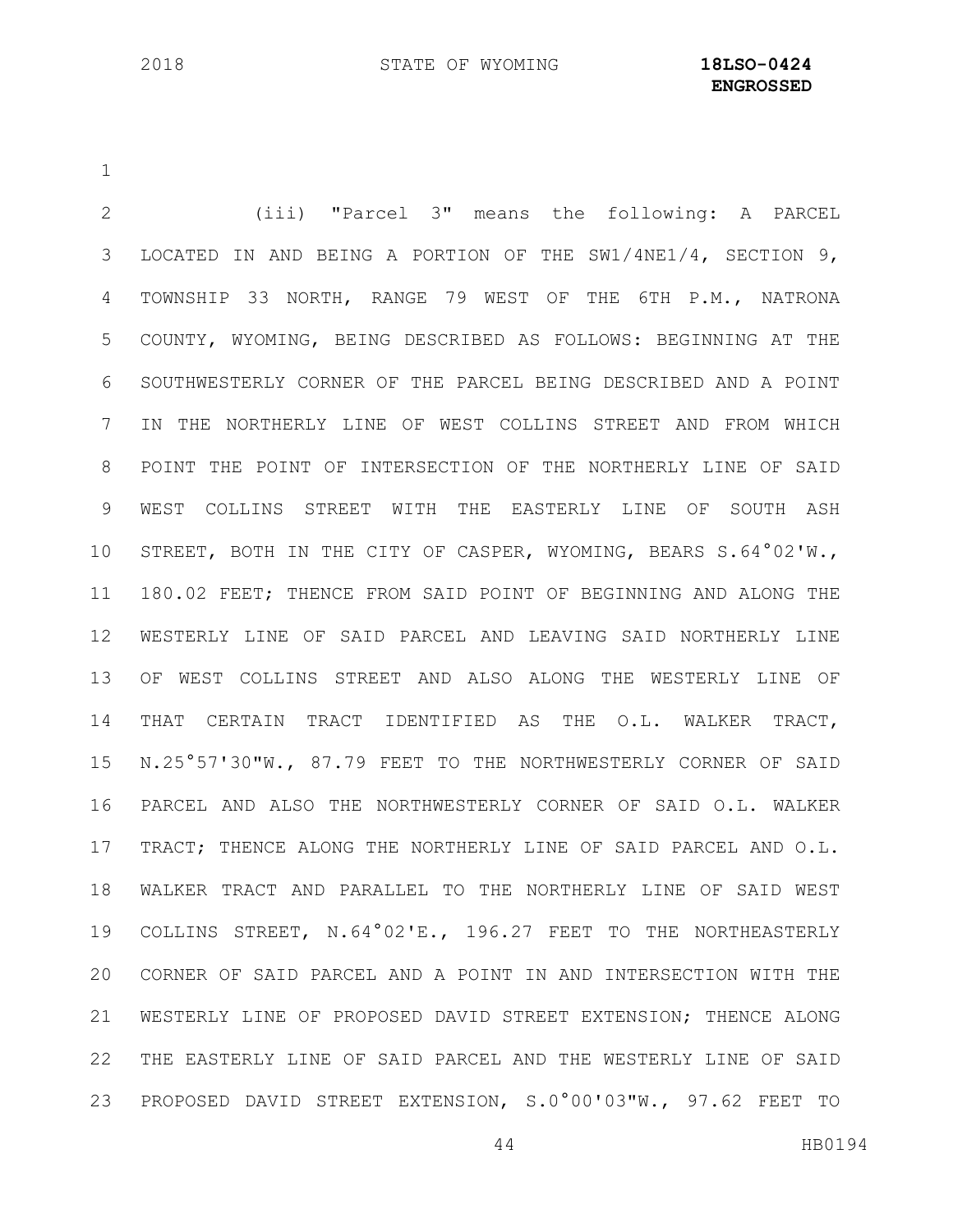(iii) "Parcel 3" means the following: A PARCEL LOCATED IN AND BEING A PORTION OF THE SW1/4NE1/4, SECTION 9, TOWNSHIP 33 NORTH, RANGE 79 WEST OF THE 6TH P.M., NATRONA COUNTY, WYOMING, BEING DESCRIBED AS FOLLOWS: BEGINNING AT THE SOUTHWESTERLY CORNER OF THE PARCEL BEING DESCRIBED AND A POINT IN THE NORTHERLY LINE OF WEST COLLINS STREET AND FROM WHICH POINT THE POINT OF INTERSECTION OF THE NORTHERLY LINE OF SAID WEST COLLINS STREET WITH THE EASTERLY LINE OF SOUTH ASH STREET, BOTH IN THE CITY OF CASPER, WYOMING, BEARS S.64°02'W., 180.02 FEET; THENCE FROM SAID POINT OF BEGINNING AND ALONG THE WESTERLY LINE OF SAID PARCEL AND LEAVING SAID NORTHERLY LINE OF WEST COLLINS STREET AND ALSO ALONG THE WESTERLY LINE OF THAT CERTAIN TRACT IDENTIFIED AS THE O.L. WALKER TRACT, N.25°57'30"W., 87.79 FEET TO THE NORTHWESTERLY CORNER OF SAID PARCEL AND ALSO THE NORTHWESTERLY CORNER OF SAID O.L. WALKER TRACT; THENCE ALONG THE NORTHERLY LINE OF SAID PARCEL AND O.L. WALKER TRACT AND PARALLEL TO THE NORTHERLY LINE OF SAID WEST COLLINS STREET, N.64°02'E., 196.27 FEET TO THE NORTHEASTERLY CORNER OF SAID PARCEL AND A POINT IN AND INTERSECTION WITH THE WESTERLY LINE OF PROPOSED DAVID STREET EXTENSION; THENCE ALONG THE EASTERLY LINE OF SAID PARCEL AND THE WESTERLY LINE OF SAID PROPOSED DAVID STREET EXTENSION, S.0°00'03"W., 97.62 FEET TO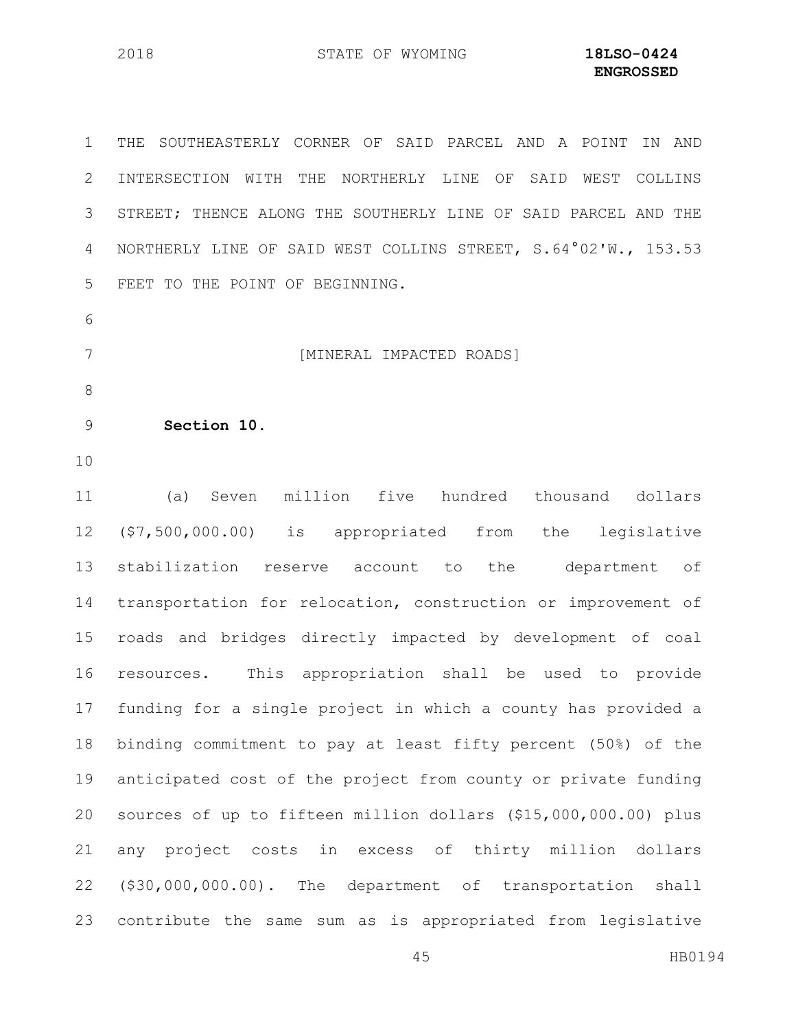THE SOUTHEASTERLY CORNER OF SAID PARCEL AND A POINT IN AND INTERSECTION WITH THE NORTHERLY LINE OF SAID WEST COLLINS STREET; THENCE ALONG THE SOUTHERLY LINE OF SAID PARCEL AND THE NORTHERLY LINE OF SAID WEST COLLINS STREET, S.64°02'W., 153.53 FEET TO THE POINT OF BEGINNING.

[MINERAL IMPACTED ROADS]

**Section 10.**

(a) Seven million five hundred thousand dollars ($7,500,000.00) is appropriated from the legislative stabilization reserve account to the department of transportation for relocation, construction or improvement of roads and bridges directly impacted by development of coal resources. This appropriation shall be used to provide funding for a single project in which a county has provided a binding commitment to pay at least fifty percent (50%) of the anticipated cost of the project from county or private funding sources of up to fifteen million dollars ($15,000,000.00) plus any project costs in excess of thirty million dollars ($30,000,000.00). The department of transportation shall contribute the same sum as is appropriated from legislative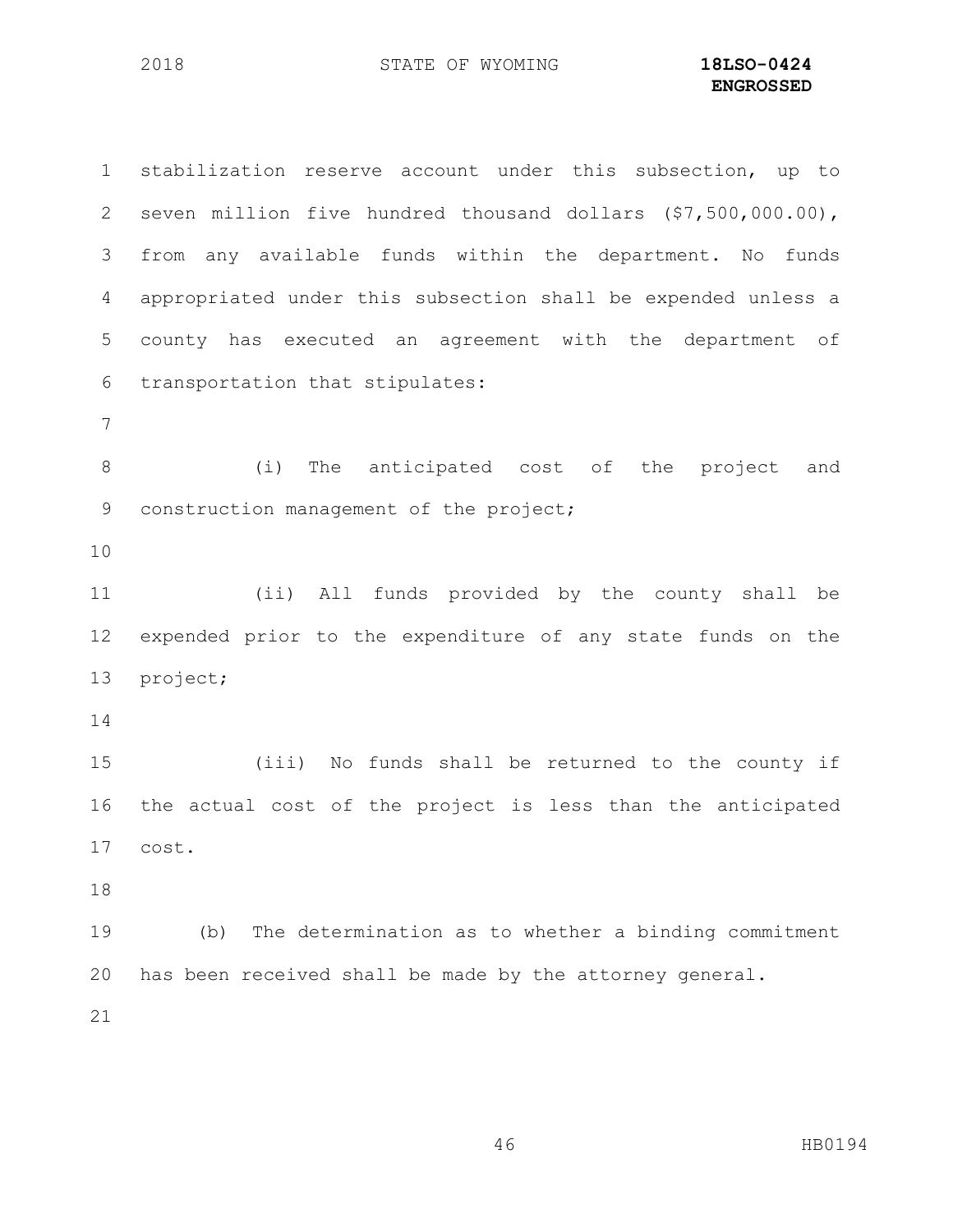stabilization reserve account under this subsection, up to seven million five hundred thousand dollars ($7,500,000.00), from any available funds within the department. No funds appropriated under this subsection shall be expended unless a county has executed an agreement with the department of transportation that stipulates:

(i) The anticipated cost of the project and construction management of the project;

(ii) All funds provided by the county shall be expended prior to the expenditure of any state funds on the project;

(iii) No funds shall be returned to the county if the actual cost of the project is less than the anticipated cost.

(b) The determination as to whether a binding commitment has been received shall be made by the attorney general.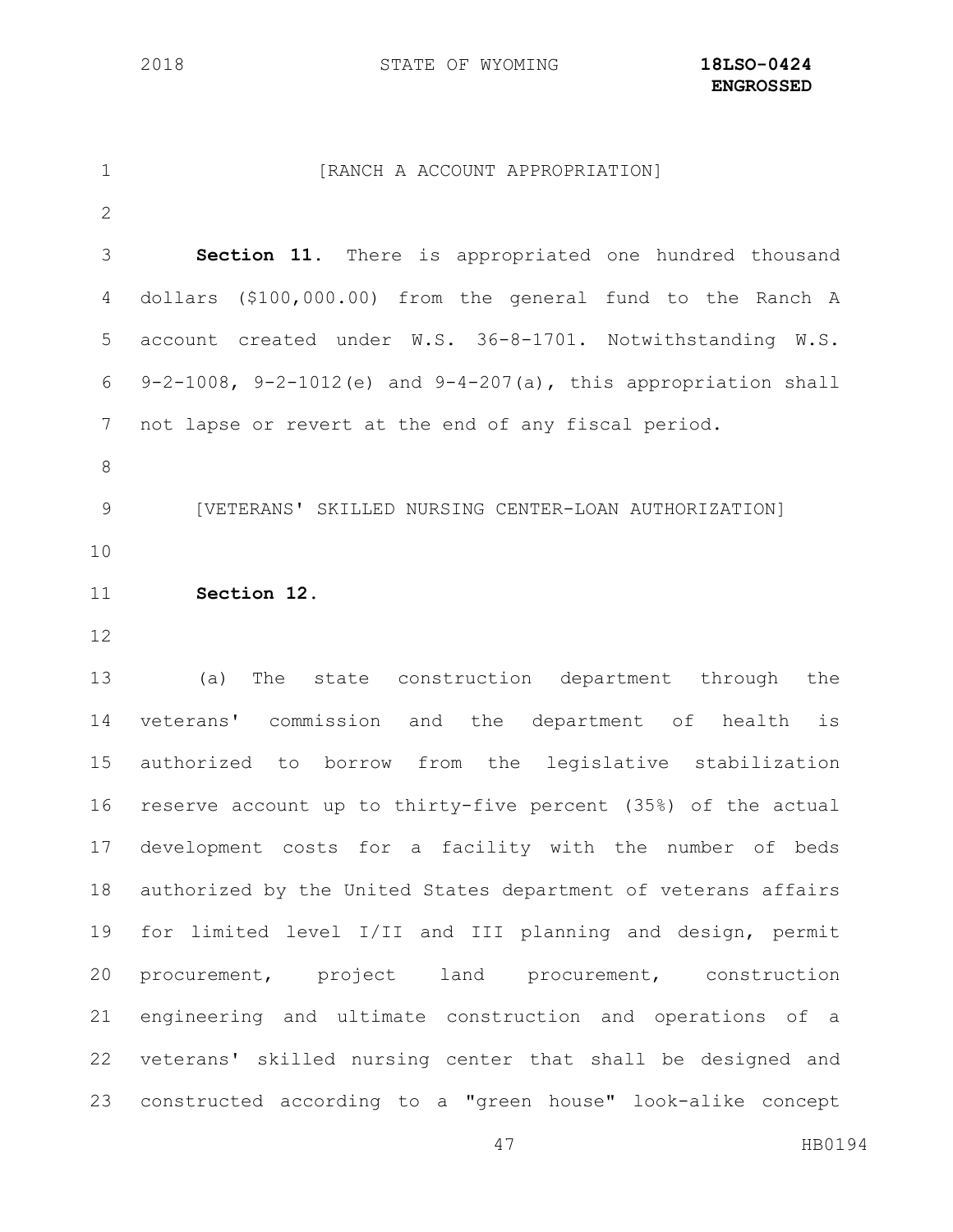[RANCH A ACCOUNT APPROPRIATION]

**Section 11.** There is appropriated one hundred thousand dollars ($100,000.00) from the general fund to the Ranch A account created under W.S. 36-8-1701. Notwithstanding W.S. 9-2-1008, 9-2-1012(e) and 9-4-207(a), this appropriation shall not lapse or revert at the end of any fiscal period.

[VETERANS' SKILLED NURSING CENTER-LOAN AUTHORIZATION]

**Section 12.**

(a) The state construction department through the veterans' commission and the department of health is authorized to borrow from the legislative stabilization reserve account up to thirty-five percent (35%) of the actual development costs for a facility with the number of beds authorized by the United States department of veterans affairs for limited level I/II and III planning and design, permit procurement, project land procurement, construction engineering and ultimate construction and operations of a veterans' skilled nursing center that shall be designed and constructed according to a "green house" look-alike concept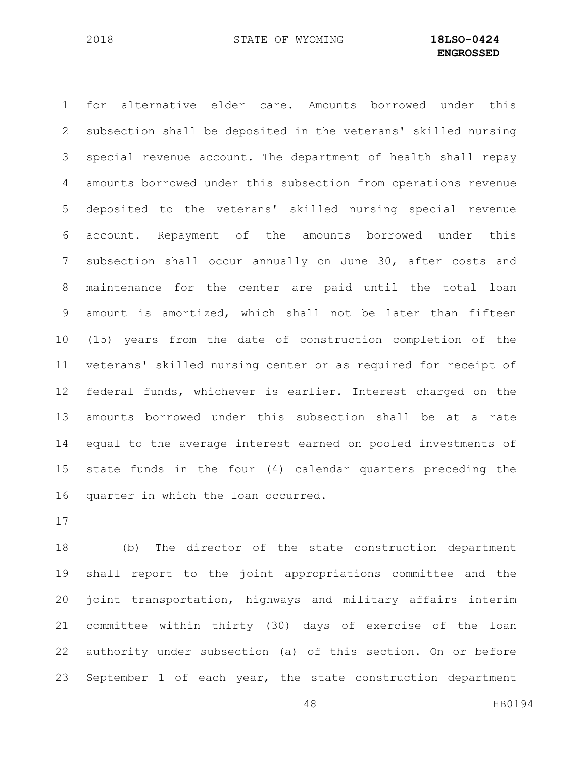for alternative elder care. Amounts borrowed under this subsection shall be deposited in the veterans' skilled nursing special revenue account. The department of health shall repay amounts borrowed under this subsection from operations revenue deposited to the veterans' skilled nursing special revenue account. Repayment of the amounts borrowed under this subsection shall occur annually on June 30, after costs and maintenance for the center are paid until the total loan amount is amortized, which shall not be later than fifteen (15) years from the date of construction completion of the veterans' skilled nursing center or as required for receipt of federal funds, whichever is earlier. Interest charged on the amounts borrowed under this subsection shall be at a rate equal to the average interest earned on pooled investments of state funds in the four (4) calendar quarters preceding the quarter in which the loan occurred.

(b) The director of the state construction department shall report to the joint appropriations committee and the joint transportation, highways and military affairs interim committee within thirty (30) days of exercise of the loan authority under subsection (a) of this section. On or before September 1 of each year, the state construction department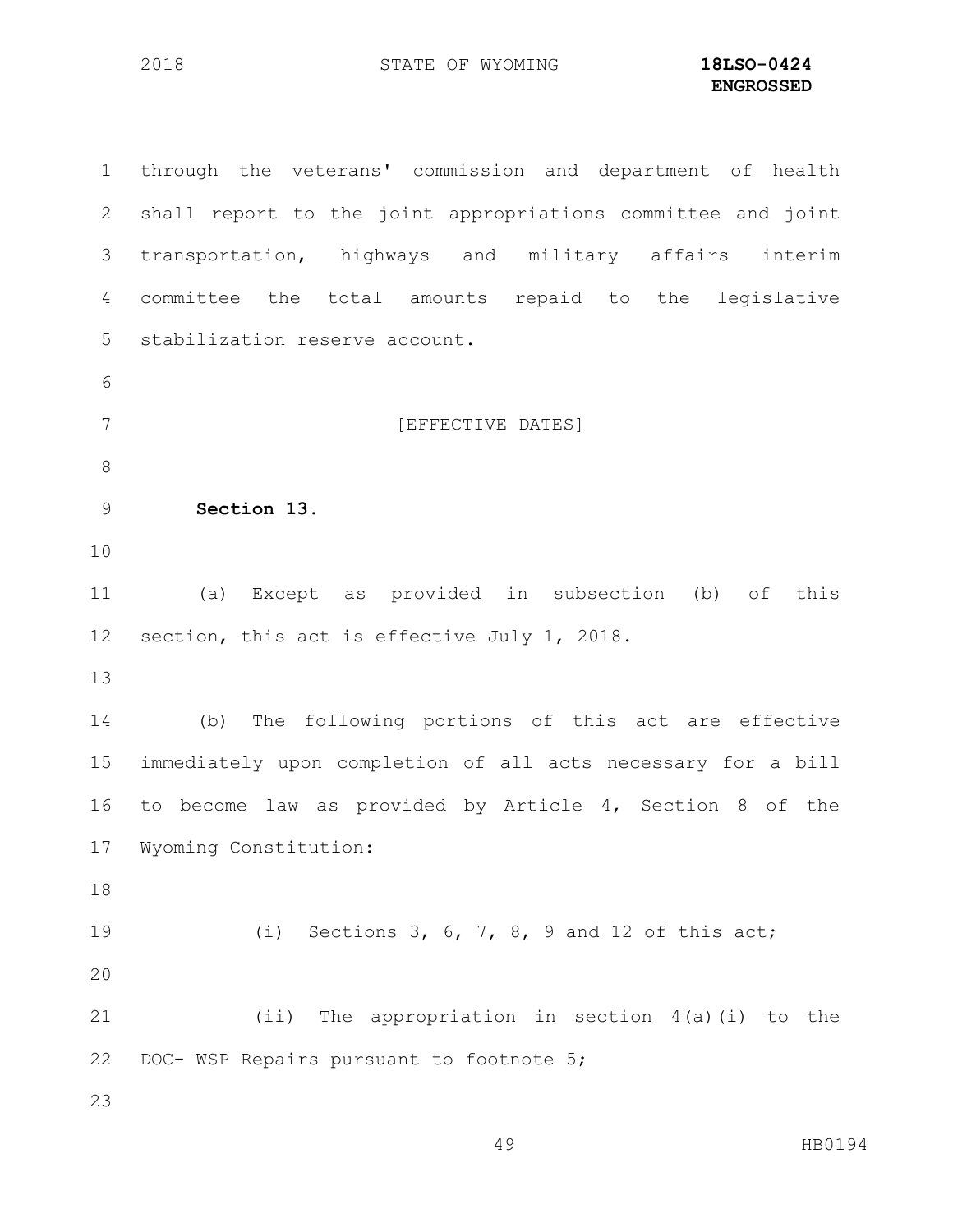through the veterans' commission and department of health shall report to the joint appropriations committee and joint transportation, highways and military affairs interim committee the total amounts repaid to the legislative stabilization reserve account.

[EFFECTIVE DATES]

**Section 13.**

(a) Except as provided in subsection (b) of this section, this act is effective July 1, 2018.

(b) The following portions of this act are effective immediately upon completion of all acts necessary for a bill to become law as provided by Article 4, Section 8 of the Wyoming Constitution:

(i) Sections 3, 6, 7, 8, 9 and 12 of this act;

(ii) The appropriation in section 4(a)(i) to the DOC- WSP Repairs pursuant to footnote 5;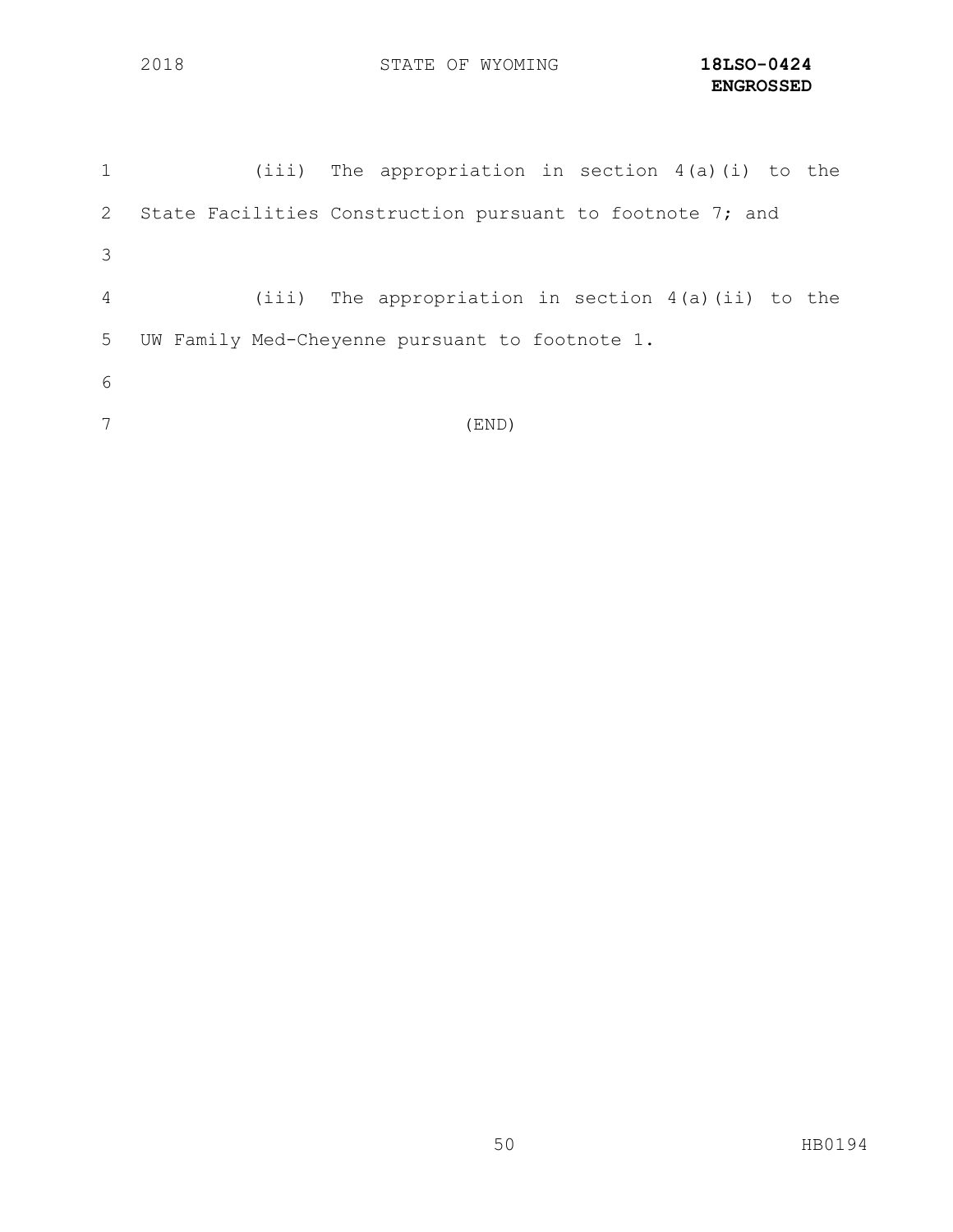(iii) The appropriation in section 4(a)(i) to the State Facilities Construction pursuant to footnote 7; and

(iii) The appropriation in section 4(a)(ii) to the UW Family Med-Cheyenne pursuant to footnote 1.

(END)